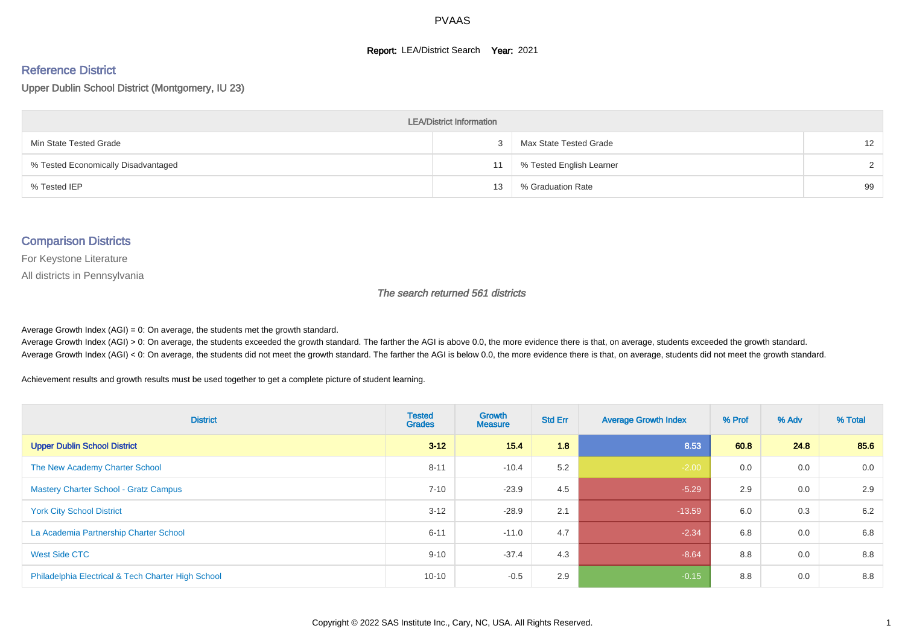# PVAAS

**Report:** LEA/District Search **Year:** 2021

## Reference District

Upper Dublin School District (Montgomery, IU 23)

| LEA/District Information | | | |
|---|---|---|---|
| Min State Tested Grade | 3 | Max State Tested Grade | 12 |
| % Tested Economically Disadvantaged | 11 | % Tested English Learner | 2 |
| % Tested IEP | 13 | % Graduation Rate | 99 |

## Comparison Districts

For Keystone Literature

All districts in Pennsylvania

*The search returned 561 districts*

Average Growth Index (AGI) = 0: On average, the students met the growth standard.
Average Growth Index (AGI) > 0: On average, the students exceeded the growth standard. The farther the AGI is above 0.0, the more evidence there is that, on average, students exceeded the growth standard.
Average Growth Index (AGI) < 0: On average, the students did not meet the growth standard. The farther the AGI is below 0.0, the more evidence there is that, on average, students did not meet the growth standard.

Achievement results and growth results must be used together to get a complete picture of student learning.

| District | Tested Grades | Growth Measure | Std Err | Average Growth Index | % Prof | % Adv | % Total |
|---|---|---|---|---|---|---|---|
| **Upper Dublin School District** | **3-12** | **15.4** | **1.8** | **8.53** | **60.8** | **24.8** | **85.6** |
| The New Academy Charter School | 8-11 | -10.4 | 5.2 | -2.00 | 0.0 | 0.0 | 0.0 |
| Mastery Charter School - Gratz Campus | 7-10 | -23.9 | 4.5 | -5.29 | 2.9 | 0.0 | 2.9 |
| York City School District | 3-12 | -28.9 | 2.1 | -13.59 | 6.0 | 0.3 | 6.2 |
| La Academia Partnership Charter School | 6-11 | -11.0 | 4.7 | -2.34 | 6.8 | 0.0 | 6.8 |
| West Side CTC | 9-10 | -37.4 | 4.3 | -8.64 | 8.8 | 0.0 | 8.8 |
| Philadelphia Electrical & Tech Charter High School | 10-10 | -0.5 | 2.9 | -0.15 | 8.8 | 0.0 | 8.8 |

Copyright © 2022 SAS Institute Inc., Cary, NC, USA. All Rights Reserved.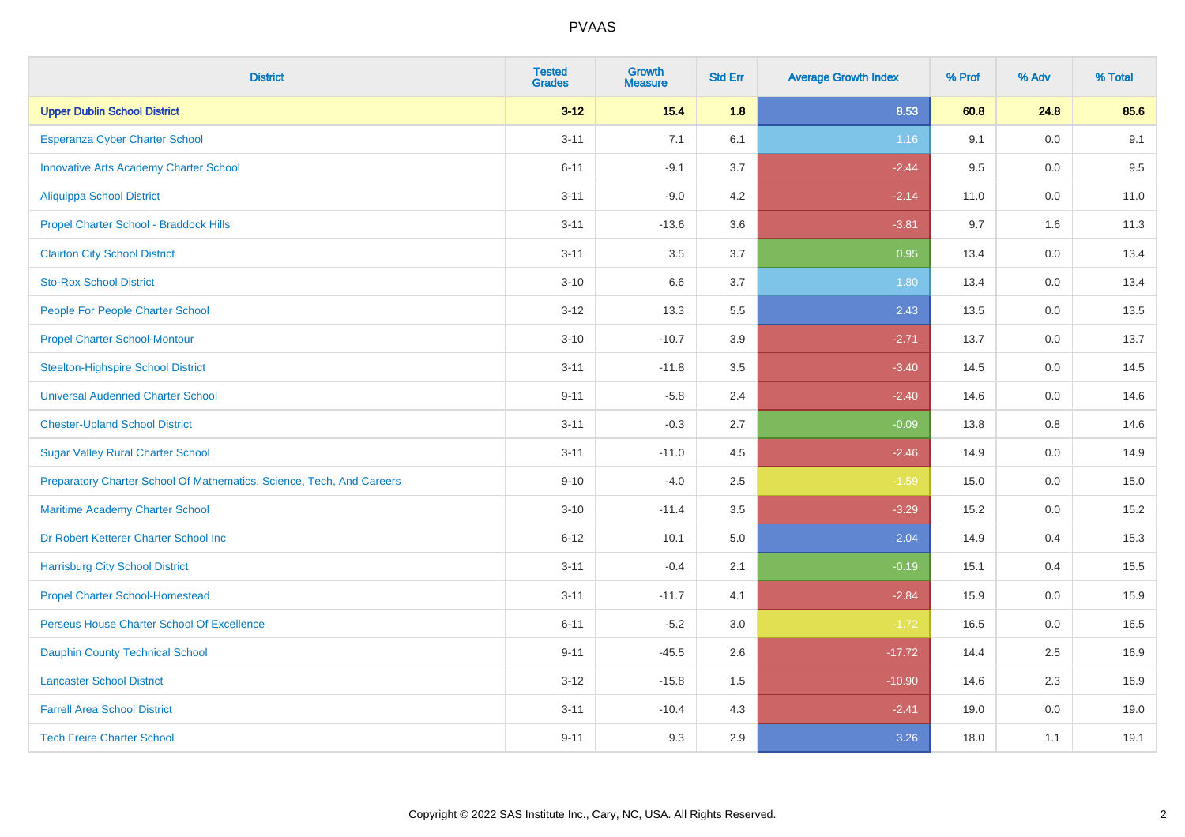# PVAAS

| District | Tested Grades | Growth Measure | Std Err | Average Growth Index | % Prof | % Adv | % Total |
|---|---|---|---|---|---|---|---|
| **Upper Dublin School District** | **3-12** | **15.4** | **1.8** | **8.53** | **60.8** | **24.8** | **85.6** |
| Esperanza Cyber Charter School | 3-11 | 7.1 | 6.1 | 1.16 | 9.1 | 0.0 | 9.1 |
| Innovative Arts Academy Charter School | 6-11 | -9.1 | 3.7 | -2.44 | 9.5 | 0.0 | 9.5 |
| Aliquippa School District | 3-11 | -9.0 | 4.2 | -2.14 | 11.0 | 0.0 | 11.0 |
| Propel Charter School - Braddock Hills | 3-11 | -13.6 | 3.6 | -3.81 | 9.7 | 1.6 | 11.3 |
| Clairton City School District | 3-11 | 3.5 | 3.7 | 0.95 | 13.4 | 0.0 | 13.4 |
| Sto-Rox School District | 3-10 | 6.6 | 3.7 | 1.80 | 13.4 | 0.0 | 13.4 |
| People For People Charter School | 3-12 | 13.3 | 5.5 | 2.43 | 13.5 | 0.0 | 13.5 |
| Propel Charter School-Montour | 3-10 | -10.7 | 3.9 | -2.71 | 13.7 | 0.0 | 13.7 |
| Steelton-Highspire School District | 3-11 | -11.8 | 3.5 | -3.40 | 14.5 | 0.0 | 14.5 |
| Universal Audenried Charter School | 9-11 | -5.8 | 2.4 | -2.40 | 14.6 | 0.0 | 14.6 |
| Chester-Upland School District | 3-11 | -0.3 | 2.7 | -0.09 | 13.8 | 0.8 | 14.6 |
| Sugar Valley Rural Charter School | 3-11 | -11.0 | 4.5 | -2.46 | 14.9 | 0.0 | 14.9 |
| Preparatory Charter School Of Mathematics, Science, Tech, And Careers | 9-10 | -4.0 | 2.5 | -1.59 | 15.0 | 0.0 | 15.0 |
| Maritime Academy Charter School | 3-10 | -11.4 | 3.5 | -3.29 | 15.2 | 0.0 | 15.2 |
| Dr Robert Ketterer Charter School Inc | 6-12 | 10.1 | 5.0 | 2.04 | 14.9 | 0.4 | 15.3 |
| Harrisburg City School District | 3-11 | -0.4 | 2.1 | -0.19 | 15.1 | 0.4 | 15.5 |
| Propel Charter School-Homestead | 3-11 | -11.7 | 4.1 | -2.84 | 15.9 | 0.0 | 15.9 |
| Perseus House Charter School Of Excellence | 6-11 | -5.2 | 3.0 | -1.72 | 16.5 | 0.0 | 16.5 |
| Dauphin County Technical School | 9-11 | -45.5 | 2.6 | -17.72 | 14.4 | 2.5 | 16.9 |
| Lancaster School District | 3-12 | -15.8 | 1.5 | -10.90 | 14.6 | 2.3 | 16.9 |
| Farrell Area School District | 3-11 | -10.4 | 4.3 | -2.41 | 19.0 | 0.0 | 19.0 |
| Tech Freire Charter School | 9-11 | 9.3 | 2.9 | 3.26 | 18.0 | 1.1 | 19.1 |

Copyright © 2022 SAS Institute Inc., Cary, NC, USA. All Rights Reserved.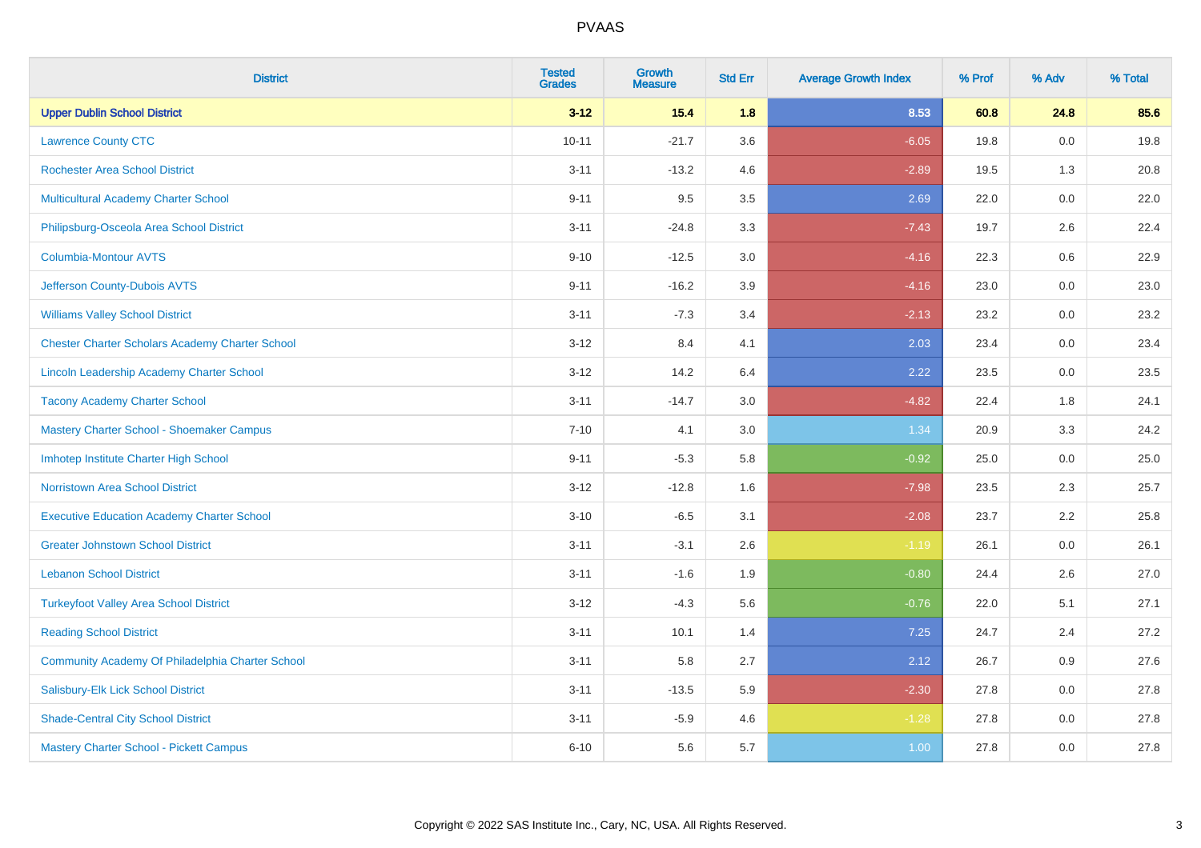# PVAAS

| District | Tested Grades | Growth Measure | Std Err | Average Growth Index | % Prof | % Adv | % Total |
|---|---|---|---|---|---|---|---|
| **Upper Dublin School District** | **3-12** | **15.4** | **1.8** | **8.53** | **60.8** | **24.8** | **85.6** |
| Lawrence County CTC | 10-11 | -21.7 | 3.6 | -6.05 | 19.8 | 0.0 | 19.8 |
| Rochester Area School District | 3-11 | -13.2 | 4.6 | -2.89 | 19.5 | 1.3 | 20.8 |
| Multicultural Academy Charter School | 9-11 | 9.5 | 3.5 | 2.69 | 22.0 | 0.0 | 22.0 |
| Philipsburg-Osceola Area School District | 3-11 | -24.8 | 3.3 | -7.43 | 19.7 | 2.6 | 22.4 |
| Columbia-Montour AVTS | 9-10 | -12.5 | 3.0 | -4.16 | 22.3 | 0.6 | 22.9 |
| Jefferson County-Dubois AVTS | 9-11 | -16.2 | 3.9 | -4.16 | 23.0 | 0.0 | 23.0 |
| Williams Valley School District | 3-11 | -7.3 | 3.4 | -2.13 | 23.2 | 0.0 | 23.2 |
| Chester Charter Scholars Academy Charter School | 3-12 | 8.4 | 4.1 | 2.03 | 23.4 | 0.0 | 23.4 |
| Lincoln Leadership Academy Charter School | 3-12 | 14.2 | 6.4 | 2.22 | 23.5 | 0.0 | 23.5 |
| Tacony Academy Charter School | 3-11 | -14.7 | 3.0 | -4.82 | 22.4 | 1.8 | 24.1 |
| Mastery Charter School - Shoemaker Campus | 7-10 | 4.1 | 3.0 | 1.34 | 20.9 | 3.3 | 24.2 |
| Imhotep Institute Charter High School | 9-11 | -5.3 | 5.8 | -0.92 | 25.0 | 0.0 | 25.0 |
| Norristown Area School District | 3-12 | -12.8 | 1.6 | -7.98 | 23.5 | 2.3 | 25.7 |
| Executive Education Academy Charter School | 3-10 | -6.5 | 3.1 | -2.08 | 23.7 | 2.2 | 25.8 |
| Greater Johnstown School District | 3-11 | -3.1 | 2.6 | -1.19 | 26.1 | 0.0 | 26.1 |
| Lebanon School District | 3-11 | -1.6 | 1.9 | -0.80 | 24.4 | 2.6 | 27.0 |
| Turkeyfoot Valley Area School District | 3-12 | -4.3 | 5.6 | -0.76 | 22.0 | 5.1 | 27.1 |
| Reading School District | 3-11 | 10.1 | 1.4 | 7.25 | 24.7 | 2.4 | 27.2 |
| Community Academy Of Philadelphia Charter School | 3-11 | 5.8 | 2.7 | 2.12 | 26.7 | 0.9 | 27.6 |
| Salisbury-Elk Lick School District | 3-11 | -13.5 | 5.9 | -2.30 | 27.8 | 0.0 | 27.8 |
| Shade-Central City School District | 3-11 | -5.9 | 4.6 | -1.28 | 27.8 | 0.0 | 27.8 |
| Mastery Charter School - Pickett Campus | 6-10 | 5.6 | 5.7 | 1.00 | 27.8 | 0.0 | 27.8 |

Copyright © 2022 SAS Institute Inc., Cary, NC, USA. All Rights Reserved.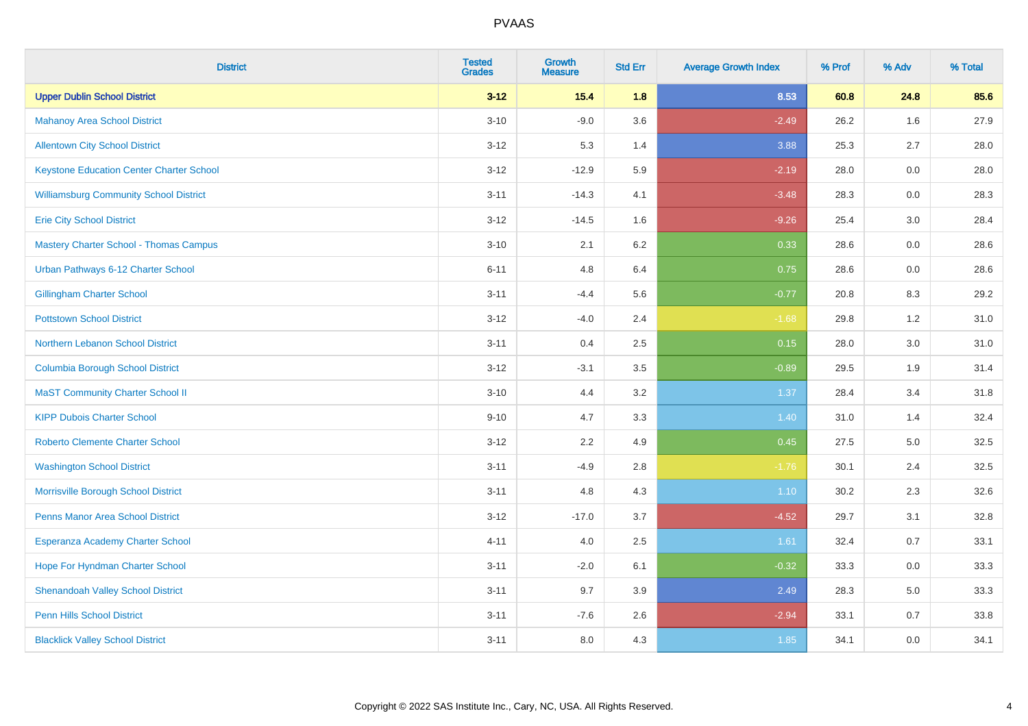## PVAAS

| District | Tested Grades | Growth Measure | Std Err | Average Growth Index | % Prof | % Adv | % Total |
|---|---|---|---|---|---|---|---|
| **Upper Dublin School District** | **3-12** | **15.4** | **1.8** | **8.53** | **60.8** | **24.8** | **85.6** |
| Mahanoy Area School District | 3-10 | -9.0 | 3.6 | -2.49 | 26.2 | 1.6 | 27.9 |
| Allentown City School District | 3-12 | 5.3 | 1.4 | 3.88 | 25.3 | 2.7 | 28.0 |
| Keystone Education Center Charter School | 3-12 | -12.9 | 5.9 | -2.19 | 28.0 | 0.0 | 28.0 |
| Williamsburg Community School District | 3-11 | -14.3 | 4.1 | -3.48 | 28.3 | 0.0 | 28.3 |
| Erie City School District | 3-12 | -14.5 | 1.6 | -9.26 | 25.4 | 3.0 | 28.4 |
| Mastery Charter School - Thomas Campus | 3-10 | 2.1 | 6.2 | 0.33 | 28.6 | 0.0 | 28.6 |
| Urban Pathways 6-12 Charter School | 6-11 | 4.8 | 6.4 | 0.75 | 28.6 | 0.0 | 28.6 |
| Gillingham Charter School | 3-11 | -4.4 | 5.6 | -0.77 | 20.8 | 8.3 | 29.2 |
| Pottstown School District | 3-12 | -4.0 | 2.4 | -1.68 | 29.8 | 1.2 | 31.0 |
| Northern Lebanon School District | 3-11 | 0.4 | 2.5 | 0.15 | 28.0 | 3.0 | 31.0 |
| Columbia Borough School District | 3-12 | -3.1 | 3.5 | -0.89 | 29.5 | 1.9 | 31.4 |
| MaST Community Charter School II | 3-10 | 4.4 | 3.2 | 1.37 | 28.4 | 3.4 | 31.8 |
| KIPP Dubois Charter School | 9-10 | 4.7 | 3.3 | 1.40 | 31.0 | 1.4 | 32.4 |
| Roberto Clemente Charter School | 3-12 | 2.2 | 4.9 | 0.45 | 27.5 | 5.0 | 32.5 |
| Washington School District | 3-11 | -4.9 | 2.8 | -1.76 | 30.1 | 2.4 | 32.5 |
| Morrisville Borough School District | 3-11 | 4.8 | 4.3 | 1.10 | 30.2 | 2.3 | 32.6 |
| Penns Manor Area School District | 3-12 | -17.0 | 3.7 | -4.52 | 29.7 | 3.1 | 32.8 |
| Esperanza Academy Charter School | 4-11 | 4.0 | 2.5 | 1.61 | 32.4 | 0.7 | 33.1 |
| Hope For Hyndman Charter School | 3-11 | -2.0 | 6.1 | -0.32 | 33.3 | 0.0 | 33.3 |
| Shenandoah Valley School District | 3-11 | 9.7 | 3.9 | 2.49 | 28.3 | 5.0 | 33.3 |
| Penn Hills School District | 3-11 | -7.6 | 2.6 | -2.94 | 33.1 | 0.7 | 33.8 |
| Blacklick Valley School District | 3-11 | 8.0 | 4.3 | 1.85 | 34.1 | 0.0 | 34.1 |

Copyright © 2022 SAS Institute Inc., Cary, NC, USA. All Rights Reserved.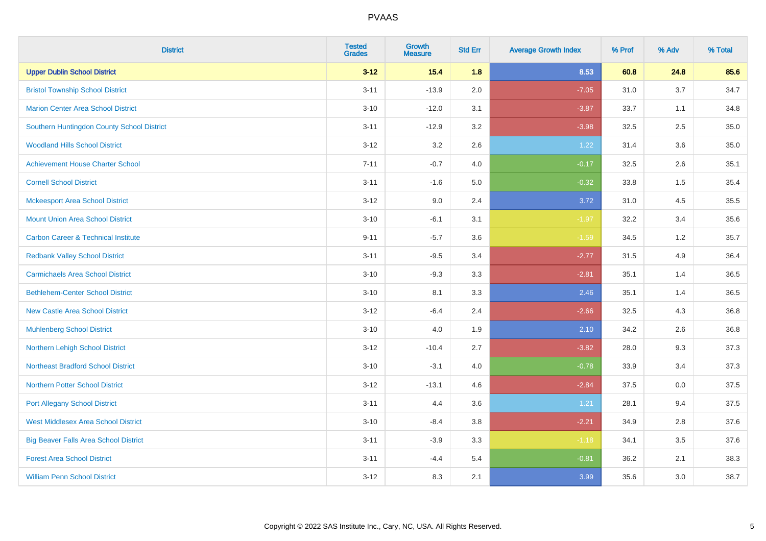# PVAAS

| District | Tested Grades | Growth Measure | Std Err | Average Growth Index | % Prof | % Adv | % Total |
|---|---|---|---|---|---|---|---|
| **Upper Dublin School District** | **3-12** | **15.4** | **1.8** | **8.53** | **60.8** | **24.8** | **85.6** |
| Bristol Township School District | 3-11 | -13.9 | 2.0 | -7.05 | 31.0 | 3.7 | 34.7 |
| Marion Center Area School District | 3-10 | -12.0 | 3.1 | -3.87 | 33.7 | 1.1 | 34.8 |
| Southern Huntingdon County School District | 3-11 | -12.9 | 3.2 | -3.98 | 32.5 | 2.5 | 35.0 |
| Woodland Hills School District | 3-12 | 3.2 | 2.6 | 1.22 | 31.4 | 3.6 | 35.0 |
| Achievement House Charter School | 7-11 | -0.7 | 4.0 | -0.17 | 32.5 | 2.6 | 35.1 |
| Cornell School District | 3-11 | -1.6 | 5.0 | -0.32 | 33.8 | 1.5 | 35.4 |
| Mckeesport Area School District | 3-12 | 9.0 | 2.4 | 3.72 | 31.0 | 4.5 | 35.5 |
| Mount Union Area School District | 3-10 | -6.1 | 3.1 | -1.97 | 32.2 | 3.4 | 35.6 |
| Carbon Career & Technical Institute | 9-11 | -5.7 | 3.6 | -1.59 | 34.5 | 1.2 | 35.7 |
| Redbank Valley School District | 3-11 | -9.5 | 3.4 | -2.77 | 31.5 | 4.9 | 36.4 |
| Carmichaels Area School District | 3-10 | -9.3 | 3.3 | -2.81 | 35.1 | 1.4 | 36.5 |
| Bethlehem-Center School District | 3-10 | 8.1 | 3.3 | 2.46 | 35.1 | 1.4 | 36.5 |
| New Castle Area School District | 3-12 | -6.4 | 2.4 | -2.66 | 32.5 | 4.3 | 36.8 |
| Muhlenberg School District | 3-10 | 4.0 | 1.9 | 2.10 | 34.2 | 2.6 | 36.8 |
| Northern Lehigh School District | 3-12 | -10.4 | 2.7 | -3.82 | 28.0 | 9.3 | 37.3 |
| Northeast Bradford School District | 3-10 | -3.1 | 4.0 | -0.78 | 33.9 | 3.4 | 37.3 |
| Northern Potter School District | 3-12 | -13.1 | 4.6 | -2.84 | 37.5 | 0.0 | 37.5 |
| Port Allegany School District | 3-11 | 4.4 | 3.6 | 1.21 | 28.1 | 9.4 | 37.5 |
| West Middlesex Area School District | 3-10 | -8.4 | 3.8 | -2.21 | 34.9 | 2.8 | 37.6 |
| Big Beaver Falls Area School District | 3-11 | -3.9 | 3.3 | -1.18 | 34.1 | 3.5 | 37.6 |
| Forest Area School District | 3-11 | -4.4 | 5.4 | -0.81 | 36.2 | 2.1 | 38.3 |
| William Penn School District | 3-12 | 8.3 | 2.1 | 3.99 | 35.6 | 3.0 | 38.7 |

Copyright © 2022 SAS Institute Inc., Cary, NC, USA. All Rights Reserved.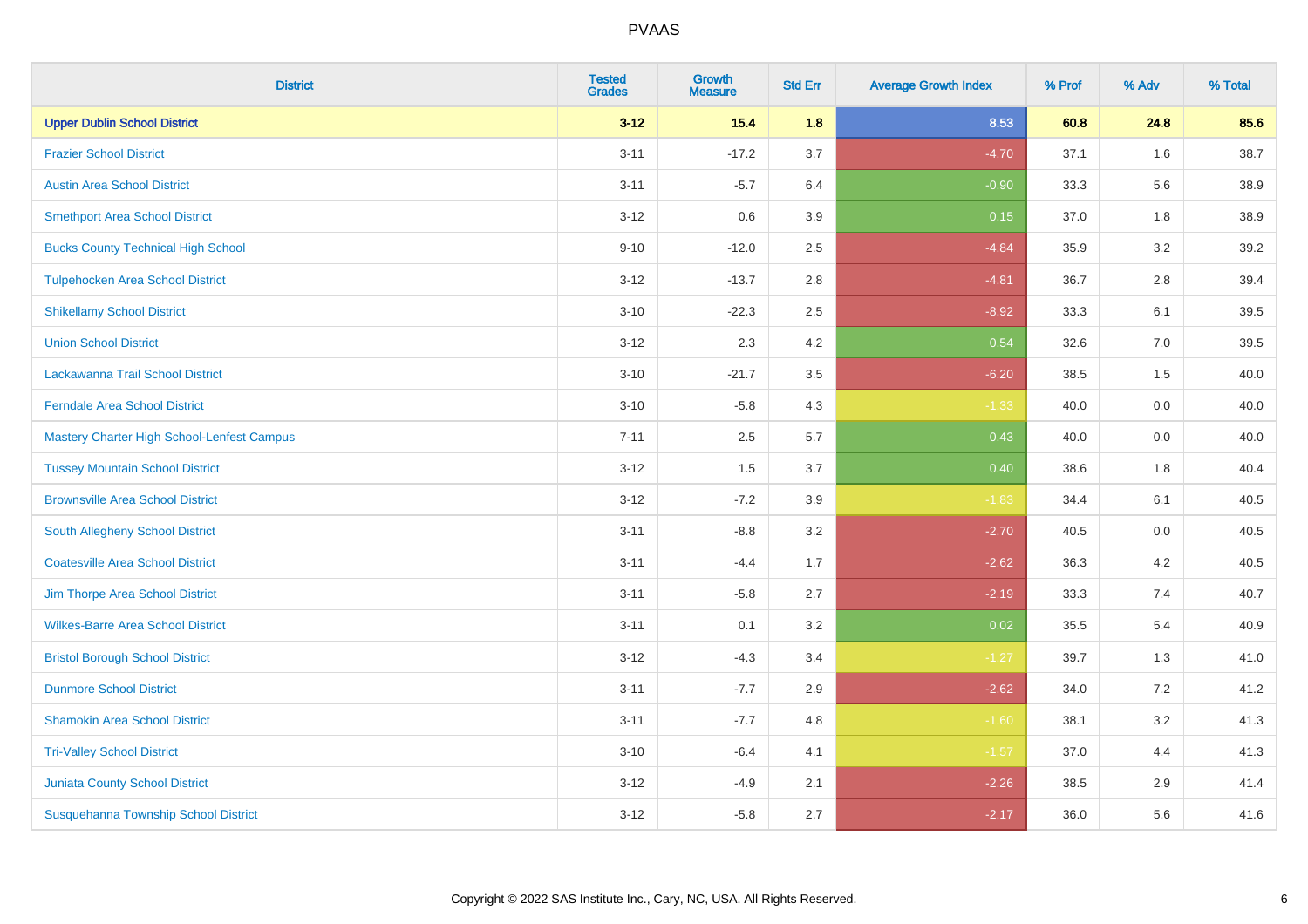PVAAS

| District | Tested Grades | Growth Measure | Std Err | Average Growth Index | % Prof | % Adv | % Total |
|---|---|---|---|---|---|---|---|
| **Upper Dublin School District** | **3-12** | **15.4** | **1.8** | **8.53** | **60.8** | **24.8** | **85.6** |
| Frazier School District | 3-11 | -17.2 | 3.7 | -4.70 | 37.1 | 1.6 | 38.7 |
| Austin Area School District | 3-11 | -5.7 | 6.4 | -0.90 | 33.3 | 5.6 | 38.9 |
| Smethport Area School District | 3-12 | 0.6 | 3.9 | 0.15 | 37.0 | 1.8 | 38.9 |
| Bucks County Technical High School | 9-10 | -12.0 | 2.5 | -4.84 | 35.9 | 3.2 | 39.2 |
| Tulpehocken Area School District | 3-12 | -13.7 | 2.8 | -4.81 | 36.7 | 2.8 | 39.4 |
| Shikellamy School District | 3-10 | -22.3 | 2.5 | -8.92 | 33.3 | 6.1 | 39.5 |
| Union School District | 3-12 | 2.3 | 4.2 | 0.54 | 32.6 | 7.0 | 39.5 |
| Lackawanna Trail School District | 3-10 | -21.7 | 3.5 | -6.20 | 38.5 | 1.5 | 40.0 |
| Ferndale Area School District | 3-10 | -5.8 | 4.3 | -1.33 | 40.0 | 0.0 | 40.0 |
| Mastery Charter High School-Lenfest Campus | 7-11 | 2.5 | 5.7 | 0.43 | 40.0 | 0.0 | 40.0 |
| Tussey Mountain School District | 3-12 | 1.5 | 3.7 | 0.40 | 38.6 | 1.8 | 40.4 |
| Brownsville Area School District | 3-12 | -7.2 | 3.9 | -1.83 | 34.4 | 6.1 | 40.5 |
| South Allegheny School District | 3-11 | -8.8 | 3.2 | -2.70 | 40.5 | 0.0 | 40.5 |
| Coatesville Area School District | 3-11 | -4.4 | 1.7 | -2.62 | 36.3 | 4.2 | 40.5 |
| Jim Thorpe Area School District | 3-11 | -5.8 | 2.7 | -2.19 | 33.3 | 7.4 | 40.7 |
| Wilkes-Barre Area School District | 3-11 | 0.1 | 3.2 | 0.02 | 35.5 | 5.4 | 40.9 |
| Bristol Borough School District | 3-12 | -4.3 | 3.4 | -1.27 | 39.7 | 1.3 | 41.0 |
| Dunmore School District | 3-11 | -7.7 | 2.9 | -2.62 | 34.0 | 7.2 | 41.2 |
| Shamokin Area School District | 3-11 | -7.7 | 4.8 | -1.60 | 38.1 | 3.2 | 41.3 |
| Tri-Valley School District | 3-10 | -6.4 | 4.1 | -1.57 | 37.0 | 4.4 | 41.3 |
| Juniata County School District | 3-12 | -4.9 | 2.1 | -2.26 | 38.5 | 2.9 | 41.4 |
| Susquehanna Township School District | 3-12 | -5.8 | 2.7 | -2.17 | 36.0 | 5.6 | 41.6 |

Copyright © 2022 SAS Institute Inc., Cary, NC, USA. All Rights Reserved.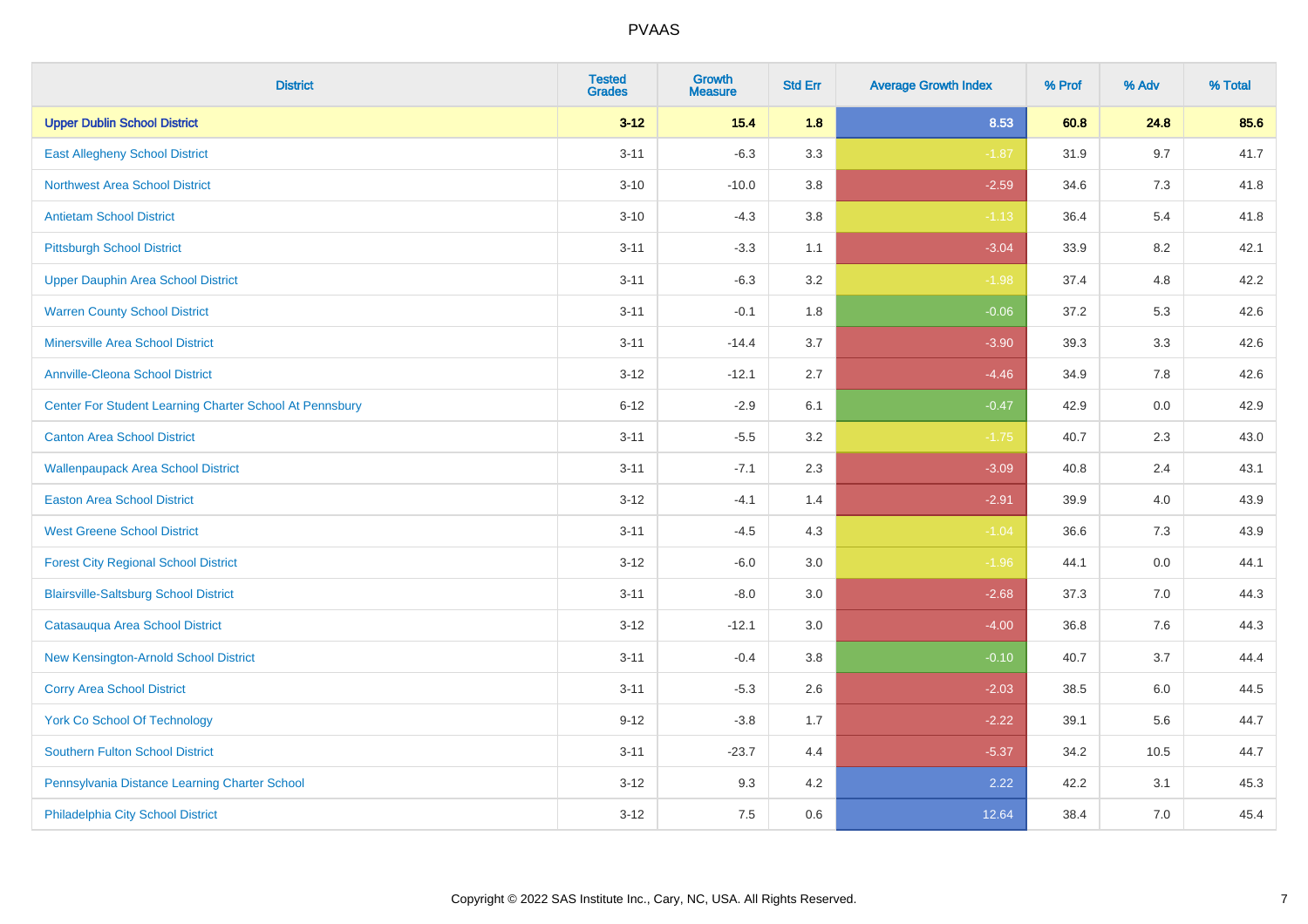# PVAAS

| District | Tested Grades | Growth Measure | Std Err | Average Growth Index | % Prof | % Adv | % Total |
|---|---|---|---|---|---|---|---|
| **Upper Dublin School District** | **3-12** | **15.4** | **1.8** | **8.53** | **60.8** | **24.8** | **85.6** |
| East Allegheny School District | 3-11 | -6.3 | 3.3 | -1.87 | 31.9 | 9.7 | 41.7 |
| Northwest Area School District | 3-10 | -10.0 | 3.8 | -2.59 | 34.6 | 7.3 | 41.8 |
| Antietam School District | 3-10 | -4.3 | 3.8 | -1.13 | 36.4 | 5.4 | 41.8 |
| Pittsburgh School District | 3-11 | -3.3 | 1.1 | -3.04 | 33.9 | 8.2 | 42.1 |
| Upper Dauphin Area School District | 3-11 | -6.3 | 3.2 | -1.98 | 37.4 | 4.8 | 42.2 |
| Warren County School District | 3-11 | -0.1 | 1.8 | -0.06 | 37.2 | 5.3 | 42.6 |
| Minersville Area School District | 3-11 | -14.4 | 3.7 | -3.90 | 39.3 | 3.3 | 42.6 |
| Annville-Cleona School District | 3-12 | -12.1 | 2.7 | -4.46 | 34.9 | 7.8 | 42.6 |
| Center For Student Learning Charter School At Pennsbury | 6-12 | -2.9 | 6.1 | -0.47 | 42.9 | 0.0 | 42.9 |
| Canton Area School District | 3-11 | -5.5 | 3.2 | -1.75 | 40.7 | 2.3 | 43.0 |
| Wallenpaupack Area School District | 3-11 | -7.1 | 2.3 | -3.09 | 40.8 | 2.4 | 43.1 |
| Easton Area School District | 3-12 | -4.1 | 1.4 | -2.91 | 39.9 | 4.0 | 43.9 |
| West Greene School District | 3-11 | -4.5 | 4.3 | -1.04 | 36.6 | 7.3 | 43.9 |
| Forest City Regional School District | 3-12 | -6.0 | 3.0 | -1.96 | 44.1 | 0.0 | 44.1 |
| Blairsville-Saltsburg School District | 3-11 | -8.0 | 3.0 | -2.68 | 37.3 | 7.0 | 44.3 |
| Catasauqua Area School District | 3-12 | -12.1 | 3.0 | -4.00 | 36.8 | 7.6 | 44.3 |
| New Kensington-Arnold School District | 3-11 | -0.4 | 3.8 | -0.10 | 40.7 | 3.7 | 44.4 |
| Corry Area School District | 3-11 | -5.3 | 2.6 | -2.03 | 38.5 | 6.0 | 44.5 |
| York Co School Of Technology | 9-12 | -3.8 | 1.7 | -2.22 | 39.1 | 5.6 | 44.7 |
| Southern Fulton School District | 3-11 | -23.7 | 4.4 | -5.37 | 34.2 | 10.5 | 44.7 |
| Pennsylvania Distance Learning Charter School | 3-12 | 9.3 | 4.2 | 2.22 | 42.2 | 3.1 | 45.3 |
| Philadelphia City School District | 3-12 | 7.5 | 0.6 | 12.64 | 38.4 | 7.0 | 45.4 |

Copyright © 2022 SAS Institute Inc., Cary, NC, USA. All Rights Reserved.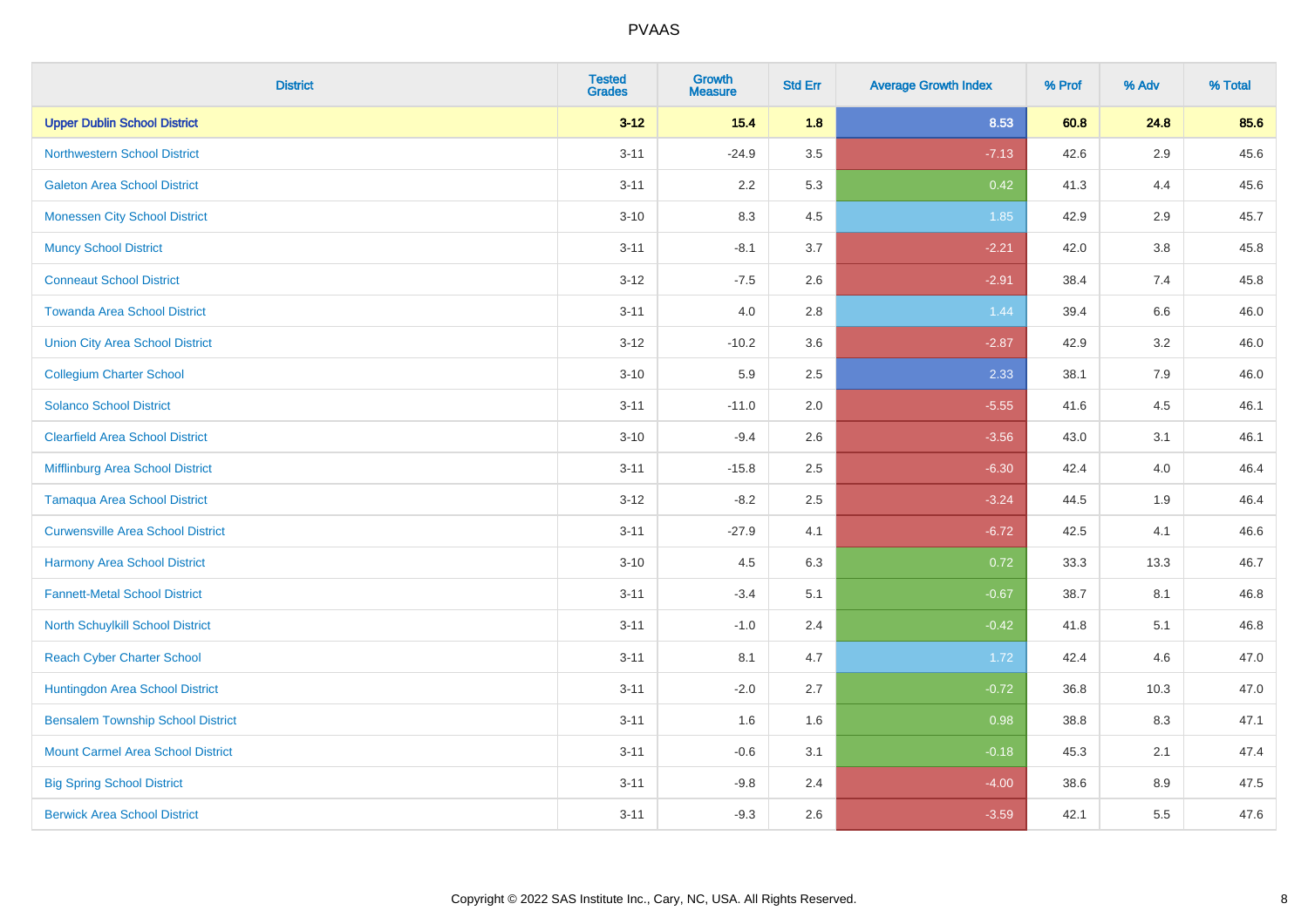| District | Tested Grades | Growth Measure | Std Err | Average Growth Index | % Prof | % Adv | % Total |
|---|---|---|---|---|---|---|---|
| **Upper Dublin School District** | **3-12** | **15.4** | **1.8** | **8.53** | **60.8** | **24.8** | **85.6** |
| Northwestern School District | 3-11 | -24.9 | 3.5 | -7.13 | 42.6 | 2.9 | 45.6 |
| Galeton Area School District | 3-11 | 2.2 | 5.3 | 0.42 | 41.3 | 4.4 | 45.6 |
| Monessen City School District | 3-10 | 8.3 | 4.5 | 1.85 | 42.9 | 2.9 | 45.7 |
| Muncy School District | 3-11 | -8.1 | 3.7 | -2.21 | 42.0 | 3.8 | 45.8 |
| Conneaut School District | 3-12 | -7.5 | 2.6 | -2.91 | 38.4 | 7.4 | 45.8 |
| Towanda Area School District | 3-11 | 4.0 | 2.8 | 1.44 | 39.4 | 6.6 | 46.0 |
| Union City Area School District | 3-12 | -10.2 | 3.6 | -2.87 | 42.9 | 3.2 | 46.0 |
| Collegium Charter School | 3-10 | 5.9 | 2.5 | 2.33 | 38.1 | 7.9 | 46.0 |
| Solanco School District | 3-11 | -11.0 | 2.0 | -5.55 | 41.6 | 4.5 | 46.1 |
| Clearfield Area School District | 3-10 | -9.4 | 2.6 | -3.56 | 43.0 | 3.1 | 46.1 |
| Mifflinburg Area School District | 3-11 | -15.8 | 2.5 | -6.30 | 42.4 | 4.0 | 46.4 |
| Tamaqua Area School District | 3-12 | -8.2 | 2.5 | -3.24 | 44.5 | 1.9 | 46.4 |
| Curwensville Area School District | 3-11 | -27.9 | 4.1 | -6.72 | 42.5 | 4.1 | 46.6 |
| Harmony Area School District | 3-10 | 4.5 | 6.3 | 0.72 | 33.3 | 13.3 | 46.7 |
| Fannett-Metal School District | 3-11 | -3.4 | 5.1 | -0.67 | 38.7 | 8.1 | 46.8 |
| North Schuylkill School District | 3-11 | -1.0 | 2.4 | -0.42 | 41.8 | 5.1 | 46.8 |
| Reach Cyber Charter School | 3-11 | 8.1 | 4.7 | 1.72 | 42.4 | 4.6 | 47.0 |
| Huntingdon Area School District | 3-11 | -2.0 | 2.7 | -0.72 | 36.8 | 10.3 | 47.0 |
| Bensalem Township School District | 3-11 | 1.6 | 1.6 | 0.98 | 38.8 | 8.3 | 47.1 |
| Mount Carmel Area School District | 3-11 | -0.6 | 3.1 | -0.18 | 45.3 | 2.1 | 47.4 |
| Big Spring School District | 3-11 | -9.8 | 2.4 | -4.00 | 38.6 | 8.9 | 47.5 |
| Berwick Area School District | 3-11 | -9.3 | 2.6 | -3.59 | 42.1 | 5.5 | 47.6 |

Copyright © 2022 SAS Institute Inc., Cary, NC, USA. All Rights Reserved.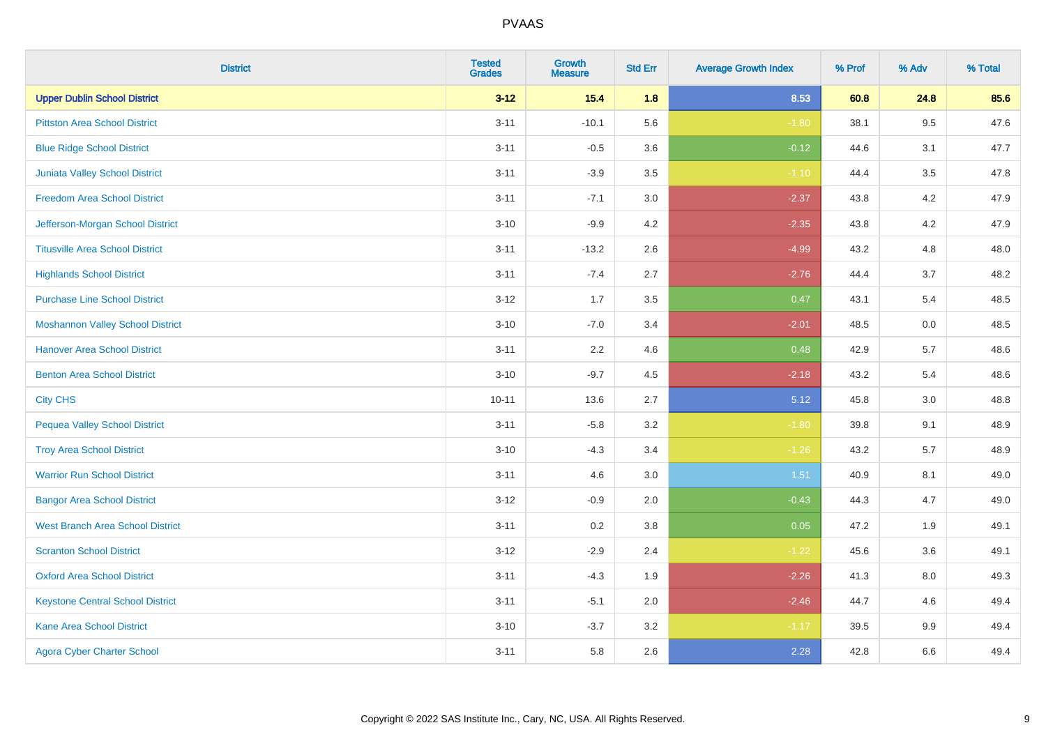# PVAAS

| District | Tested Grades | Growth Measure | Std Err | Average Growth Index | % Prof | % Adv | % Total |
|---|---|---|---|---|---|---|---|
| **Upper Dublin School District** | **3-12** | **15.4** | **1.8** | **8.53** | **60.8** | **24.8** | **85.6** |
| Pittston Area School District | 3-11 | -10.1 | 5.6 | -1.80 | 38.1 | 9.5 | 47.6 |
| Blue Ridge School District | 3-11 | -0.5 | 3.6 | -0.12 | 44.6 | 3.1 | 47.7 |
| Juniata Valley School District | 3-11 | -3.9 | 3.5 | -1.10 | 44.4 | 3.5 | 47.8 |
| Freedom Area School District | 3-11 | -7.1 | 3.0 | -2.37 | 43.8 | 4.2 | 47.9 |
| Jefferson-Morgan School District | 3-10 | -9.9 | 4.2 | -2.35 | 43.8 | 4.2 | 47.9 |
| Titusville Area School District | 3-11 | -13.2 | 2.6 | -4.99 | 43.2 | 4.8 | 48.0 |
| Highlands School District | 3-11 | -7.4 | 2.7 | -2.76 | 44.4 | 3.7 | 48.2 |
| Purchase Line School District | 3-12 | 1.7 | 3.5 | 0.47 | 43.1 | 5.4 | 48.5 |
| Moshannon Valley School District | 3-10 | -7.0 | 3.4 | -2.01 | 48.5 | 0.0 | 48.5 |
| Hanover Area School District | 3-11 | 2.2 | 4.6 | 0.48 | 42.9 | 5.7 | 48.6 |
| Benton Area School District | 3-10 | -9.7 | 4.5 | -2.18 | 43.2 | 5.4 | 48.6 |
| City CHS | 10-11 | 13.6 | 2.7 | 5.12 | 45.8 | 3.0 | 48.8 |
| Pequea Valley School District | 3-11 | -5.8 | 3.2 | -1.80 | 39.8 | 9.1 | 48.9 |
| Troy Area School District | 3-10 | -4.3 | 3.4 | -1.26 | 43.2 | 5.7 | 48.9 |
| Warrior Run School District | 3-11 | 4.6 | 3.0 | 1.51 | 40.9 | 8.1 | 49.0 |
| Bangor Area School District | 3-12 | -0.9 | 2.0 | -0.43 | 44.3 | 4.7 | 49.0 |
| West Branch Area School District | 3-11 | 0.2 | 3.8 | 0.05 | 47.2 | 1.9 | 49.1 |
| Scranton School District | 3-12 | -2.9 | 2.4 | -1.22 | 45.6 | 3.6 | 49.1 |
| Oxford Area School District | 3-11 | -4.3 | 1.9 | -2.26 | 41.3 | 8.0 | 49.3 |
| Keystone Central School District | 3-11 | -5.1 | 2.0 | -2.46 | 44.7 | 4.6 | 49.4 |
| Kane Area School District | 3-10 | -3.7 | 3.2 | -1.17 | 39.5 | 9.9 | 49.4 |
| Agora Cyber Charter School | 3-11 | 5.8 | 2.6 | 2.28 | 42.8 | 6.6 | 49.4 |

Copyright © 2022 SAS Institute Inc., Cary, NC, USA. All Rights Reserved.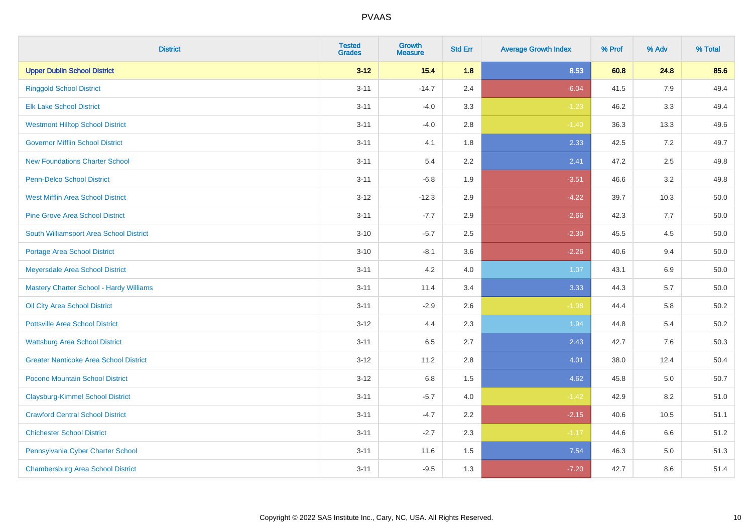PVAAS

| District | Tested Grades | Growth Measure | Std Err | Average Growth Index | % Prof | % Adv | % Total |
|---|---|---|---|---|---|---|---|
| **Upper Dublin School District** | **3-12** | **15.4** | **1.8** | **8.53** | **60.8** | **24.8** | **85.6** |
| Ringgold School District | 3-11 | -14.7 | 2.4 | -6.04 | 41.5 | 7.9 | 49.4 |
| Elk Lake School District | 3-11 | -4.0 | 3.3 | -1.23 | 46.2 | 3.3 | 49.4 |
| Westmont Hilltop School District | 3-11 | -4.0 | 2.8 | -1.40 | 36.3 | 13.3 | 49.6 |
| Governor Mifflin School District | 3-11 | 4.1 | 1.8 | 2.33 | 42.5 | 7.2 | 49.7 |
| New Foundations Charter School | 3-11 | 5.4 | 2.2 | 2.41 | 47.2 | 2.5 | 49.8 |
| Penn-Delco School District | 3-11 | -6.8 | 1.9 | -3.51 | 46.6 | 3.2 | 49.8 |
| West Mifflin Area School District | 3-12 | -12.3 | 2.9 | -4.22 | 39.7 | 10.3 | 50.0 |
| Pine Grove Area School District | 3-11 | -7.7 | 2.9 | -2.66 | 42.3 | 7.7 | 50.0 |
| South Williamsport Area School District | 3-10 | -5.7 | 2.5 | -2.30 | 45.5 | 4.5 | 50.0 |
| Portage Area School District | 3-10 | -8.1 | 3.6 | -2.26 | 40.6 | 9.4 | 50.0 |
| Meyersdale Area School District | 3-11 | 4.2 | 4.0 | 1.07 | 43.1 | 6.9 | 50.0 |
| Mastery Charter School - Hardy Williams | 3-11 | 11.4 | 3.4 | 3.33 | 44.3 | 5.7 | 50.0 |
| Oil City Area School District | 3-11 | -2.9 | 2.6 | -1.08 | 44.4 | 5.8 | 50.2 |
| Pottsville Area School District | 3-12 | 4.4 | 2.3 | 1.94 | 44.8 | 5.4 | 50.2 |
| Wattsburg Area School District | 3-11 | 6.5 | 2.7 | 2.43 | 42.7 | 7.6 | 50.3 |
| Greater Nanticoke Area School District | 3-12 | 11.2 | 2.8 | 4.01 | 38.0 | 12.4 | 50.4 |
| Pocono Mountain School District | 3-12 | 6.8 | 1.5 | 4.62 | 45.8 | 5.0 | 50.7 |
| Claysburg-Kimmel School District | 3-11 | -5.7 | 4.0 | -1.42 | 42.9 | 8.2 | 51.0 |
| Crawford Central School District | 3-11 | -4.7 | 2.2 | -2.15 | 40.6 | 10.5 | 51.1 |
| Chichester School District | 3-11 | -2.7 | 2.3 | -1.17 | 44.6 | 6.6 | 51.2 |
| Pennsylvania Cyber Charter School | 3-11 | 11.6 | 1.5 | 7.54 | 46.3 | 5.0 | 51.3 |
| Chambersburg Area School District | 3-11 | -9.5 | 1.3 | -7.20 | 42.7 | 8.6 | 51.4 |

Copyright © 2022 SAS Institute Inc., Cary, NC, USA. All Rights Reserved.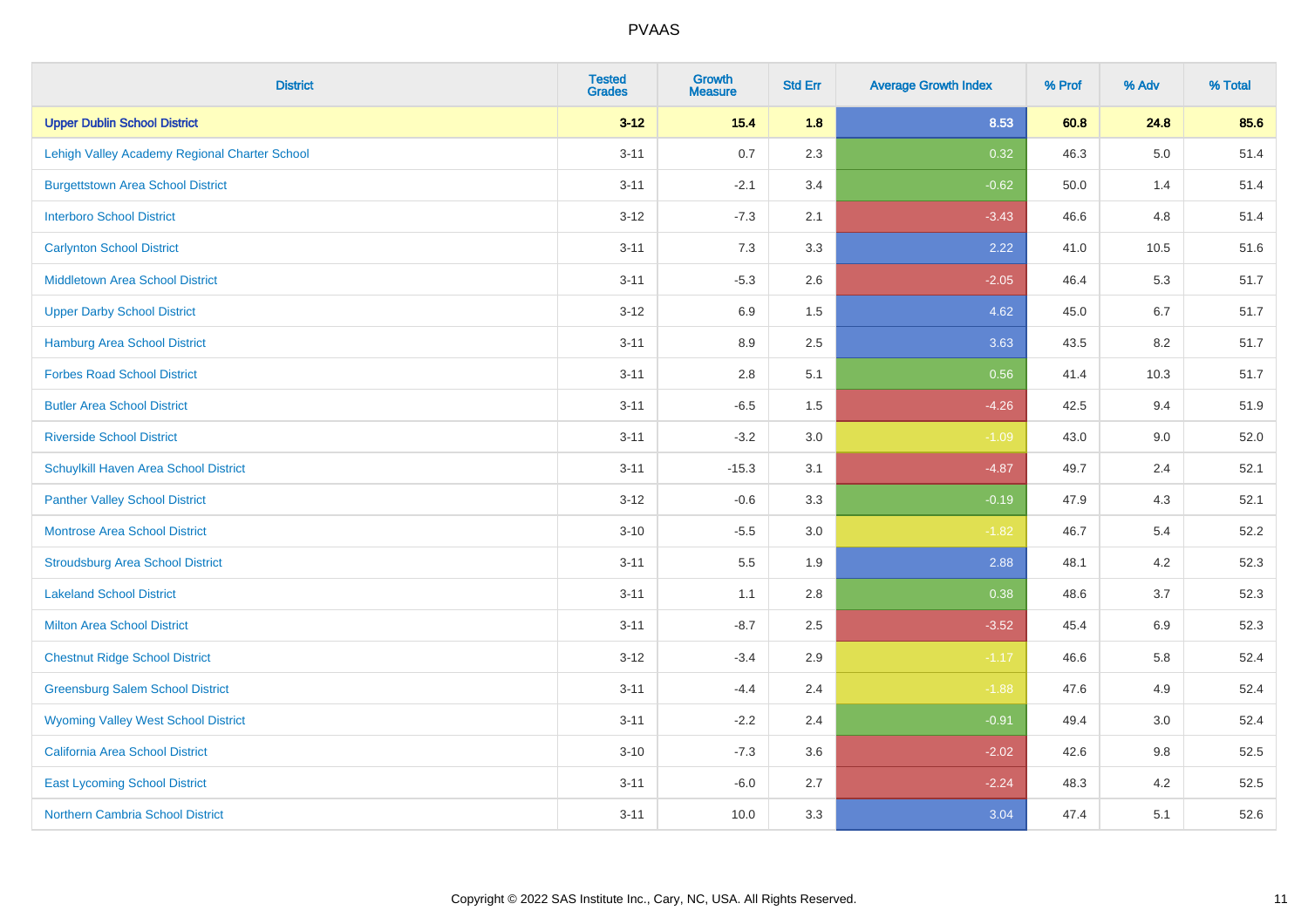| District | Tested Grades | Growth Measure | Std Err | Average Growth Index | % Prof | % Adv | % Total |
|---|---|---|---|---|---|---|---|
| **Upper Dublin School District** | **3-12** | **15.4** | **1.8** | **8.53** | **60.8** | **24.8** | **85.6** |
| Lehigh Valley Academy Regional Charter School | 3-11 | 0.7 | 2.3 | 0.32 | 46.3 | 5.0 | 51.4 |
| Burgettstown Area School District | 3-11 | -2.1 | 3.4 | -0.62 | 50.0 | 1.4 | 51.4 |
| Interboro School District | 3-12 | -7.3 | 2.1 | -3.43 | 46.6 | 4.8 | 51.4 |
| Carlynton School District | 3-11 | 7.3 | 3.3 | 2.22 | 41.0 | 10.5 | 51.6 |
| Middletown Area School District | 3-11 | -5.3 | 2.6 | -2.05 | 46.4 | 5.3 | 51.7 |
| Upper Darby School District | 3-12 | 6.9 | 1.5 | 4.62 | 45.0 | 6.7 | 51.7 |
| Hamburg Area School District | 3-11 | 8.9 | 2.5 | 3.63 | 43.5 | 8.2 | 51.7 |
| Forbes Road School District | 3-11 | 2.8 | 5.1 | 0.56 | 41.4 | 10.3 | 51.7 |
| Butler Area School District | 3-11 | -6.5 | 1.5 | -4.26 | 42.5 | 9.4 | 51.9 |
| Riverside School District | 3-11 | -3.2 | 3.0 | -1.09 | 43.0 | 9.0 | 52.0 |
| Schuylkill Haven Area School District | 3-11 | -15.3 | 3.1 | -4.87 | 49.7 | 2.4 | 52.1 |
| Panther Valley School District | 3-12 | -0.6 | 3.3 | -0.19 | 47.9 | 4.3 | 52.1 |
| Montrose Area School District | 3-10 | -5.5 | 3.0 | -1.82 | 46.7 | 5.4 | 52.2 |
| Stroudsburg Area School District | 3-11 | 5.5 | 1.9 | 2.88 | 48.1 | 4.2 | 52.3 |
| Lakeland School District | 3-11 | 1.1 | 2.8 | 0.38 | 48.6 | 3.7 | 52.3 |
| Milton Area School District | 3-11 | -8.7 | 2.5 | -3.52 | 45.4 | 6.9 | 52.3 |
| Chestnut Ridge School District | 3-12 | -3.4 | 2.9 | -1.17 | 46.6 | 5.8 | 52.4 |
| Greensburg Salem School District | 3-11 | -4.4 | 2.4 | -1.88 | 47.6 | 4.9 | 52.4 |
| Wyoming Valley West School District | 3-11 | -2.2 | 2.4 | -0.91 | 49.4 | 3.0 | 52.4 |
| California Area School District | 3-10 | -7.3 | 3.6 | -2.02 | 42.6 | 9.8 | 52.5 |
| East Lycoming School District | 3-11 | -6.0 | 2.7 | -2.24 | 48.3 | 4.2 | 52.5 |
| Northern Cambria School District | 3-11 | 10.0 | 3.3 | 3.04 | 47.4 | 5.1 | 52.6 |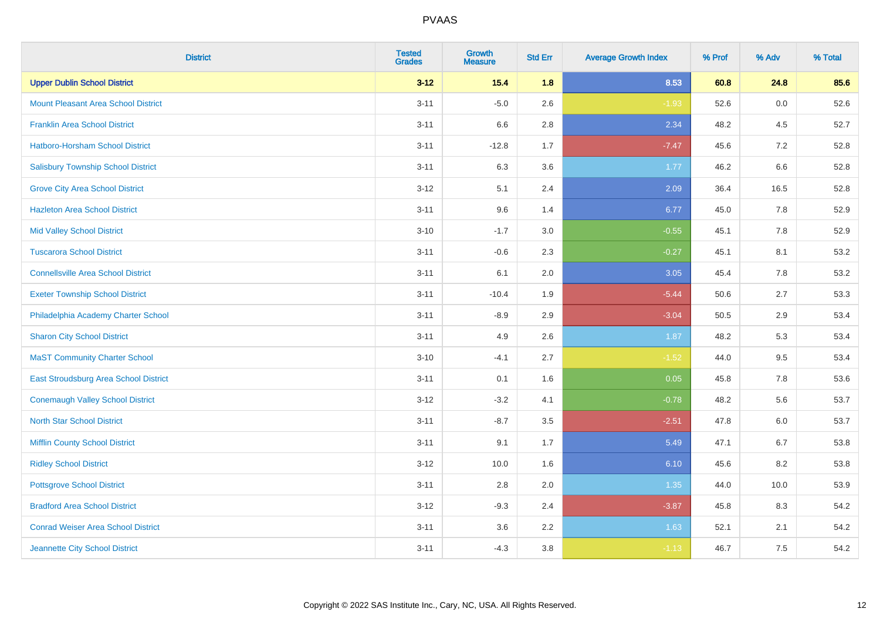| District | Tested Grades | Growth Measure | Std Err | Average Growth Index | % Prof | % Adv | % Total |
|---|---|---|---|---|---|---|---|
| **Upper Dublin School District** | **3-12** | **15.4** | **1.8** | **8.53** | **60.8** | **24.8** | **85.6** |
| Mount Pleasant Area School District | 3-11 | -5.0 | 2.6 | -1.93 | 52.6 | 0.0 | 52.6 |
| Franklin Area School District | 3-11 | 6.6 | 2.8 | 2.34 | 48.2 | 4.5 | 52.7 |
| Hatboro-Horsham School District | 3-11 | -12.8 | 1.7 | -7.47 | 45.6 | 7.2 | 52.8 |
| Salisbury Township School District | 3-11 | 6.3 | 3.6 | 1.77 | 46.2 | 6.6 | 52.8 |
| Grove City Area School District | 3-12 | 5.1 | 2.4 | 2.09 | 36.4 | 16.5 | 52.8 |
| Hazleton Area School District | 3-11 | 9.6 | 1.4 | 6.77 | 45.0 | 7.8 | 52.9 |
| Mid Valley School District | 3-10 | -1.7 | 3.0 | -0.55 | 45.1 | 7.8 | 52.9 |
| Tuscarora School District | 3-11 | -0.6 | 2.3 | -0.27 | 45.1 | 8.1 | 53.2 |
| Connellsville Area School District | 3-11 | 6.1 | 2.0 | 3.05 | 45.4 | 7.8 | 53.2 |
| Exeter Township School District | 3-11 | -10.4 | 1.9 | -5.44 | 50.6 | 2.7 | 53.3 |
| Philadelphia Academy Charter School | 3-11 | -8.9 | 2.9 | -3.04 | 50.5 | 2.9 | 53.4 |
| Sharon City School District | 3-11 | 4.9 | 2.6 | 1.87 | 48.2 | 5.3 | 53.4 |
| MaST Community Charter School | 3-10 | -4.1 | 2.7 | -1.52 | 44.0 | 9.5 | 53.4 |
| East Stroudsburg Area School District | 3-11 | 0.1 | 1.6 | 0.05 | 45.8 | 7.8 | 53.6 |
| Conemaugh Valley School District | 3-12 | -3.2 | 4.1 | -0.78 | 48.2 | 5.6 | 53.7 |
| North Star School District | 3-11 | -8.7 | 3.5 | -2.51 | 47.8 | 6.0 | 53.7 |
| Mifflin County School District | 3-11 | 9.1 | 1.7 | 5.49 | 47.1 | 6.7 | 53.8 |
| Ridley School District | 3-12 | 10.0 | 1.6 | 6.10 | 45.6 | 8.2 | 53.8 |
| Pottsgrove School District | 3-11 | 2.8 | 2.0 | 1.35 | 44.0 | 10.0 | 53.9 |
| Bradford Area School District | 3-12 | -9.3 | 2.4 | -3.87 | 45.8 | 8.3 | 54.2 |
| Conrad Weiser Area School District | 3-11 | 3.6 | 2.2 | 1.63 | 52.1 | 2.1 | 54.2 |
| Jeannette City School District | 3-11 | -4.3 | 3.8 | -1.13 | 46.7 | 7.5 | 54.2 |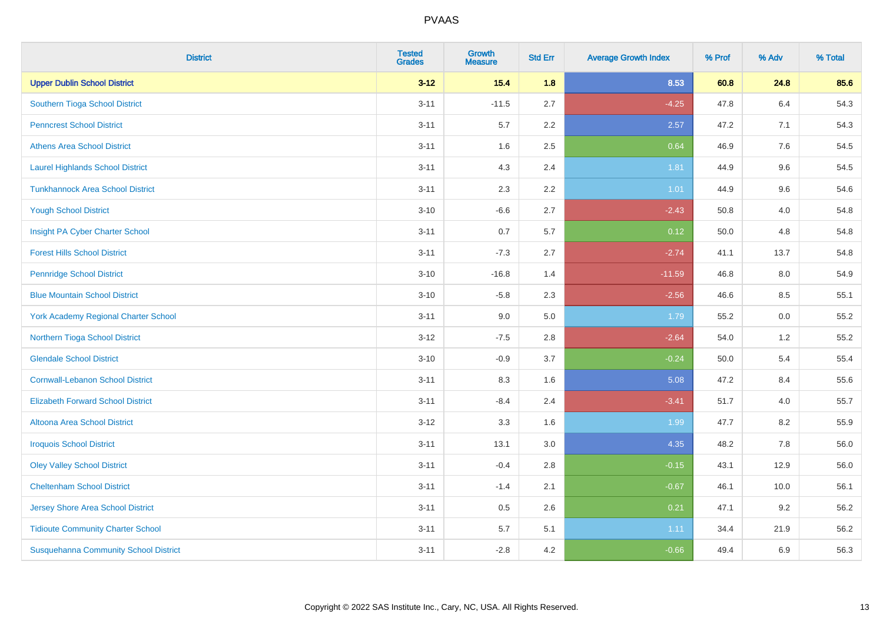# PVAAS

| District | Tested Grades | Growth Measure | Std Err | Average Growth Index | % Prof | % Adv | % Total |
|---|---|---|---|---|---|---|---|
| **Upper Dublin School District** | **3-12** | **15.4** | **1.8** | **8.53** | **60.8** | **24.8** | **85.6** |
| Southern Tioga School District | 3-11 | -11.5 | 2.7 | -4.25 | 47.8 | 6.4 | 54.3 |
| Penncrest School District | 3-11 | 5.7 | 2.2 | 2.57 | 47.2 | 7.1 | 54.3 |
| Athens Area School District | 3-11 | 1.6 | 2.5 | 0.64 | 46.9 | 7.6 | 54.5 |
| Laurel Highlands School District | 3-11 | 4.3 | 2.4 | 1.81 | 44.9 | 9.6 | 54.5 |
| Tunkhannock Area School District | 3-11 | 2.3 | 2.2 | 1.01 | 44.9 | 9.6 | 54.6 |
| Yough School District | 3-10 | -6.6 | 2.7 | -2.43 | 50.8 | 4.0 | 54.8 |
| Insight PA Cyber Charter School | 3-11 | 0.7 | 5.7 | 0.12 | 50.0 | 4.8 | 54.8 |
| Forest Hills School District | 3-11 | -7.3 | 2.7 | -2.74 | 41.1 | 13.7 | 54.8 |
| Pennridge School District | 3-10 | -16.8 | 1.4 | -11.59 | 46.8 | 8.0 | 54.9 |
| Blue Mountain School District | 3-10 | -5.8 | 2.3 | -2.56 | 46.6 | 8.5 | 55.1 |
| York Academy Regional Charter School | 3-11 | 9.0 | 5.0 | 1.79 | 55.2 | 0.0 | 55.2 |
| Northern Tioga School District | 3-12 | -7.5 | 2.8 | -2.64 | 54.0 | 1.2 | 55.2 |
| Glendale School District | 3-10 | -0.9 | 3.7 | -0.24 | 50.0 | 5.4 | 55.4 |
| Cornwall-Lebanon School District | 3-11 | 8.3 | 1.6 | 5.08 | 47.2 | 8.4 | 55.6 |
| Elizabeth Forward School District | 3-11 | -8.4 | 2.4 | -3.41 | 51.7 | 4.0 | 55.7 |
| Altoona Area School District | 3-12 | 3.3 | 1.6 | 1.99 | 47.7 | 8.2 | 55.9 |
| Iroquois School District | 3-11 | 13.1 | 3.0 | 4.35 | 48.2 | 7.8 | 56.0 |
| Oley Valley School District | 3-11 | -0.4 | 2.8 | -0.15 | 43.1 | 12.9 | 56.0 |
| Cheltenham School District | 3-11 | -1.4 | 2.1 | -0.67 | 46.1 | 10.0 | 56.1 |
| Jersey Shore Area School District | 3-11 | 0.5 | 2.6 | 0.21 | 47.1 | 9.2 | 56.2 |
| Tidioute Community Charter School | 3-11 | 5.7 | 5.1 | 1.11 | 34.4 | 21.9 | 56.2 |
| Susquehanna Community School District | 3-11 | -2.8 | 4.2 | -0.66 | 49.4 | 6.9 | 56.3 |

Copyright © 2022 SAS Institute Inc., Cary, NC, USA. All Rights Reserved.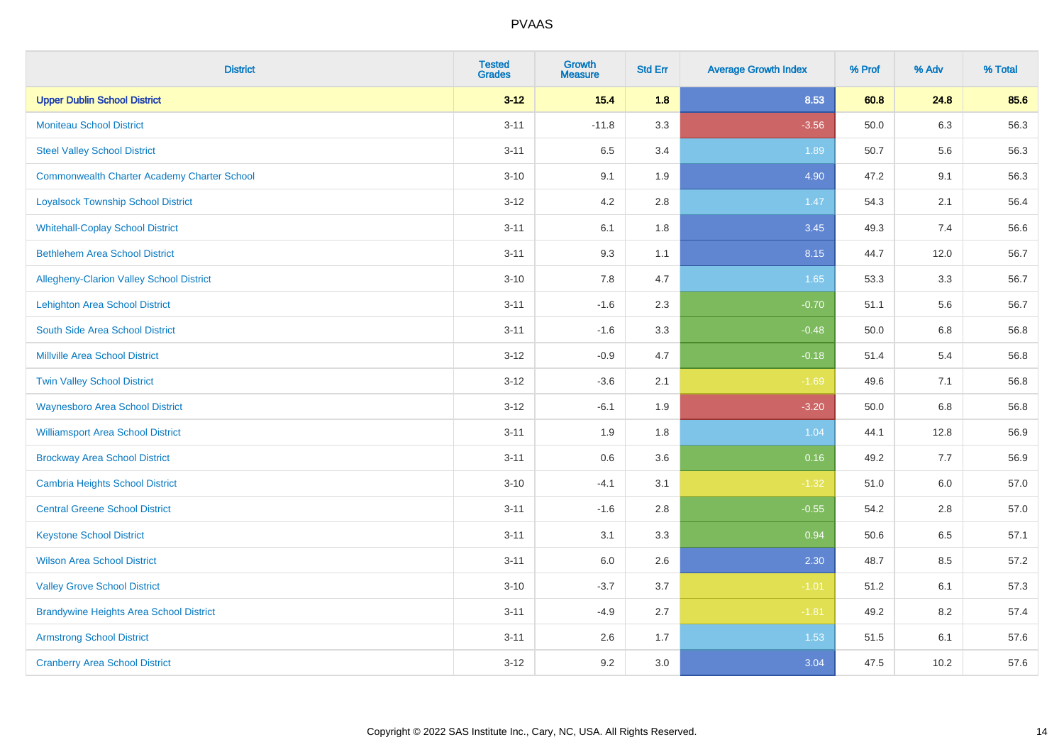| District | Tested Grades | Growth Measure | Std Err | Average Growth Index | % Prof | % Adv | % Total |
|---|---|---|---|---|---|---|---|
| **Upper Dublin School District** | **3-12** | **15.4** | **1.8** | **8.53** | **60.8** | **24.8** | **85.6** |
| Moniteau School District | 3-11 | -11.8 | 3.3 | -3.56 | 50.0 | 6.3 | 56.3 |
| Steel Valley School District | 3-11 | 6.5 | 3.4 | 1.89 | 50.7 | 5.6 | 56.3 |
| Commonwealth Charter Academy Charter School | 3-10 | 9.1 | 1.9 | 4.90 | 47.2 | 9.1 | 56.3 |
| Loyalsock Township School District | 3-12 | 4.2 | 2.8 | 1.47 | 54.3 | 2.1 | 56.4 |
| Whitehall-Coplay School District | 3-11 | 6.1 | 1.8 | 3.45 | 49.3 | 7.4 | 56.6 |
| Bethlehem Area School District | 3-11 | 9.3 | 1.1 | 8.15 | 44.7 | 12.0 | 56.7 |
| Allegheny-Clarion Valley School District | 3-10 | 7.8 | 4.7 | 1.65 | 53.3 | 3.3 | 56.7 |
| Lehighton Area School District | 3-11 | -1.6 | 2.3 | -0.70 | 51.1 | 5.6 | 56.7 |
| South Side Area School District | 3-11 | -1.6 | 3.3 | -0.48 | 50.0 | 6.8 | 56.8 |
| Millville Area School District | 3-12 | -0.9 | 4.7 | -0.18 | 51.4 | 5.4 | 56.8 |
| Twin Valley School District | 3-12 | -3.6 | 2.1 | -1.69 | 49.6 | 7.1 | 56.8 |
| Waynesboro Area School District | 3-12 | -6.1 | 1.9 | -3.20 | 50.0 | 6.8 | 56.8 |
| Williamsport Area School District | 3-11 | 1.9 | 1.8 | 1.04 | 44.1 | 12.8 | 56.9 |
| Brockway Area School District | 3-11 | 0.6 | 3.6 | 0.16 | 49.2 | 7.7 | 56.9 |
| Cambria Heights School District | 3-10 | -4.1 | 3.1 | -1.32 | 51.0 | 6.0 | 57.0 |
| Central Greene School District | 3-11 | -1.6 | 2.8 | -0.55 | 54.2 | 2.8 | 57.0 |
| Keystone School District | 3-11 | 3.1 | 3.3 | 0.94 | 50.6 | 6.5 | 57.1 |
| Wilson Area School District | 3-11 | 6.0 | 2.6 | 2.30 | 48.7 | 8.5 | 57.2 |
| Valley Grove School District | 3-10 | -3.7 | 3.7 | -1.01 | 51.2 | 6.1 | 57.3 |
| Brandywine Heights Area School District | 3-11 | -4.9 | 2.7 | -1.81 | 49.2 | 8.2 | 57.4 |
| Armstrong School District | 3-11 | 2.6 | 1.7 | 1.53 | 51.5 | 6.1 | 57.6 |
| Cranberry Area School District | 3-12 | 9.2 | 3.0 | 3.04 | 47.5 | 10.2 | 57.6 |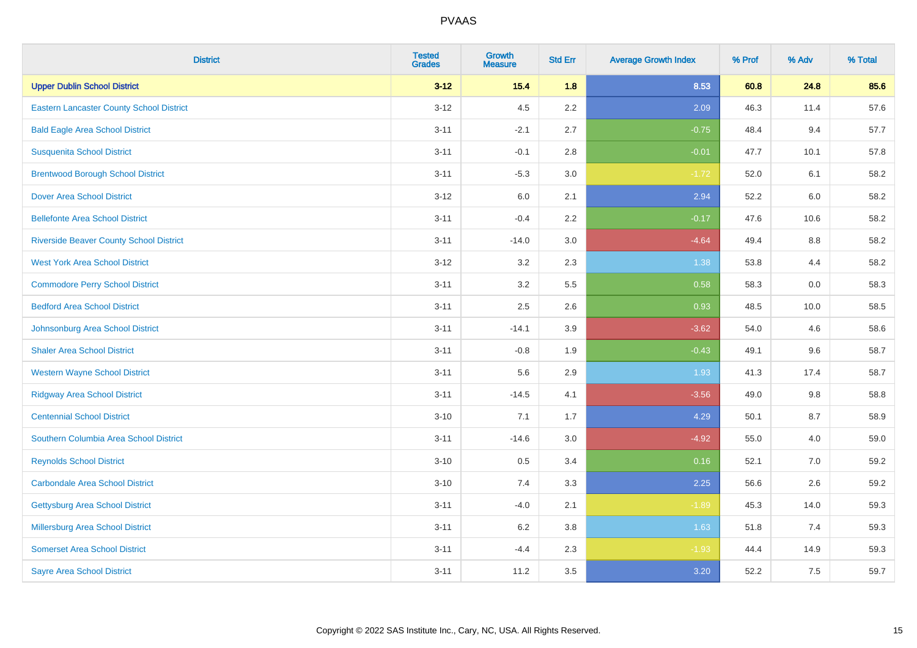# PVAAS

| District | Tested Grades | Growth Measure | Std Err | Average Growth Index | % Prof | % Adv | % Total |
|---|---|---|---|---|---|---|---|
| **Upper Dublin School District** | **3-12** | **15.4** | **1.8** | **8.53** | **60.8** | **24.8** | **85.6** |
| Eastern Lancaster County School District | 3-12 | 4.5 | 2.2 | 2.09 | 46.3 | 11.4 | 57.6 |
| Bald Eagle Area School District | 3-11 | -2.1 | 2.7 | -0.75 | 48.4 | 9.4 | 57.7 |
| Susquenita School District | 3-11 | -0.1 | 2.8 | -0.01 | 47.7 | 10.1 | 57.8 |
| Brentwood Borough School District | 3-11 | -5.3 | 3.0 | -1.72 | 52.0 | 6.1 | 58.2 |
| Dover Area School District | 3-12 | 6.0 | 2.1 | 2.94 | 52.2 | 6.0 | 58.2 |
| Bellefonte Area School District | 3-11 | -0.4 | 2.2 | -0.17 | 47.6 | 10.6 | 58.2 |
| Riverside Beaver County School District | 3-11 | -14.0 | 3.0 | -4.64 | 49.4 | 8.8 | 58.2 |
| West York Area School District | 3-12 | 3.2 | 2.3 | 1.38 | 53.8 | 4.4 | 58.2 |
| Commodore Perry School District | 3-11 | 3.2 | 5.5 | 0.58 | 58.3 | 0.0 | 58.3 |
| Bedford Area School District | 3-11 | 2.5 | 2.6 | 0.93 | 48.5 | 10.0 | 58.5 |
| Johnsonburg Area School District | 3-11 | -14.1 | 3.9 | -3.62 | 54.0 | 4.6 | 58.6 |
| Shaler Area School District | 3-11 | -0.8 | 1.9 | -0.43 | 49.1 | 9.6 | 58.7 |
| Western Wayne School District | 3-11 | 5.6 | 2.9 | 1.93 | 41.3 | 17.4 | 58.7 |
| Ridgway Area School District | 3-11 | -14.5 | 4.1 | -3.56 | 49.0 | 9.8 | 58.8 |
| Centennial School District | 3-10 | 7.1 | 1.7 | 4.29 | 50.1 | 8.7 | 58.9 |
| Southern Columbia Area School District | 3-11 | -14.6 | 3.0 | -4.92 | 55.0 | 4.0 | 59.0 |
| Reynolds School District | 3-10 | 0.5 | 3.4 | 0.16 | 52.1 | 7.0 | 59.2 |
| Carbondale Area School District | 3-10 | 7.4 | 3.3 | 2.25 | 56.6 | 2.6 | 59.2 |
| Gettysburg Area School District | 3-11 | -4.0 | 2.1 | -1.89 | 45.3 | 14.0 | 59.3 |
| Millersburg Area School District | 3-11 | 6.2 | 3.8 | 1.63 | 51.8 | 7.4 | 59.3 |
| Somerset Area School District | 3-11 | -4.4 | 2.3 | -1.93 | 44.4 | 14.9 | 59.3 |
| Sayre Area School District | 3-11 | 11.2 | 3.5 | 3.20 | 52.2 | 7.5 | 59.7 |

Copyright © 2022 SAS Institute Inc., Cary, NC, USA. All Rights Reserved.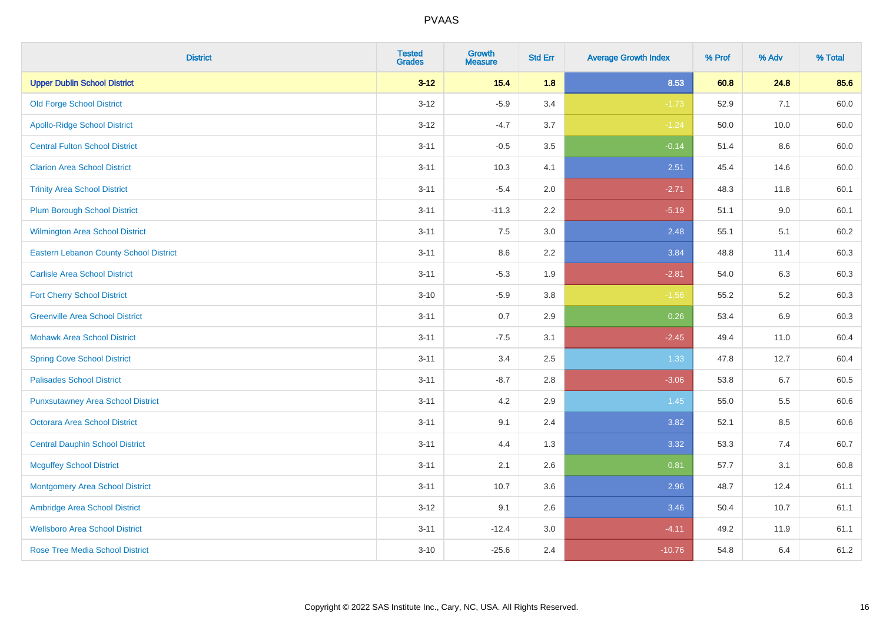# PVAAS

| District | Tested Grades | Growth Measure | Std Err | Average Growth Index | % Prof | % Adv | % Total |
|---|---|---|---|---|---|---|---|
| **Upper Dublin School District** | **3-12** | **15.4** | **1.8** | **8.53** | **60.8** | **24.8** | **85.6** |
| Old Forge School District | 3-12 | -5.9 | 3.4 | -1.73 | 52.9 | 7.1 | 60.0 |
| Apollo-Ridge School District | 3-12 | -4.7 | 3.7 | -1.24 | 50.0 | 10.0 | 60.0 |
| Central Fulton School District | 3-11 | -0.5 | 3.5 | -0.14 | 51.4 | 8.6 | 60.0 |
| Clarion Area School District | 3-11 | 10.3 | 4.1 | 2.51 | 45.4 | 14.6 | 60.0 |
| Trinity Area School District | 3-11 | -5.4 | 2.0 | -2.71 | 48.3 | 11.8 | 60.1 |
| Plum Borough School District | 3-11 | -11.3 | 2.2 | -5.19 | 51.1 | 9.0 | 60.1 |
| Wilmington Area School District | 3-11 | 7.5 | 3.0 | 2.48 | 55.1 | 5.1 | 60.2 |
| Eastern Lebanon County School District | 3-11 | 8.6 | 2.2 | 3.84 | 48.8 | 11.4 | 60.3 |
| Carlisle Area School District | 3-11 | -5.3 | 1.9 | -2.81 | 54.0 | 6.3 | 60.3 |
| Fort Cherry School District | 3-10 | -5.9 | 3.8 | -1.56 | 55.2 | 5.2 | 60.3 |
| Greenville Area School District | 3-11 | 0.7 | 2.9 | 0.26 | 53.4 | 6.9 | 60.3 |
| Mohawk Area School District | 3-11 | -7.5 | 3.1 | -2.45 | 49.4 | 11.0 | 60.4 |
| Spring Cove School District | 3-11 | 3.4 | 2.5 | 1.33 | 47.8 | 12.7 | 60.4 |
| Palisades School District | 3-11 | -8.7 | 2.8 | -3.06 | 53.8 | 6.7 | 60.5 |
| Punxsutawney Area School District | 3-11 | 4.2 | 2.9 | 1.45 | 55.0 | 5.5 | 60.6 |
| Octorara Area School District | 3-11 | 9.1 | 2.4 | 3.82 | 52.1 | 8.5 | 60.6 |
| Central Dauphin School District | 3-11 | 4.4 | 1.3 | 3.32 | 53.3 | 7.4 | 60.7 |
| Mcguffey School District | 3-11 | 2.1 | 2.6 | 0.81 | 57.7 | 3.1 | 60.8 |
| Montgomery Area School District | 3-11 | 10.7 | 3.6 | 2.96 | 48.7 | 12.4 | 61.1 |
| Ambridge Area School District | 3-12 | 9.1 | 2.6 | 3.46 | 50.4 | 10.7 | 61.1 |
| Wellsboro Area School District | 3-11 | -12.4 | 3.0 | -4.11 | 49.2 | 11.9 | 61.1 |
| Rose Tree Media School District | 3-10 | -25.6 | 2.4 | -10.76 | 54.8 | 6.4 | 61.2 |

Copyright © 2022 SAS Institute Inc., Cary, NC, USA. All Rights Reserved.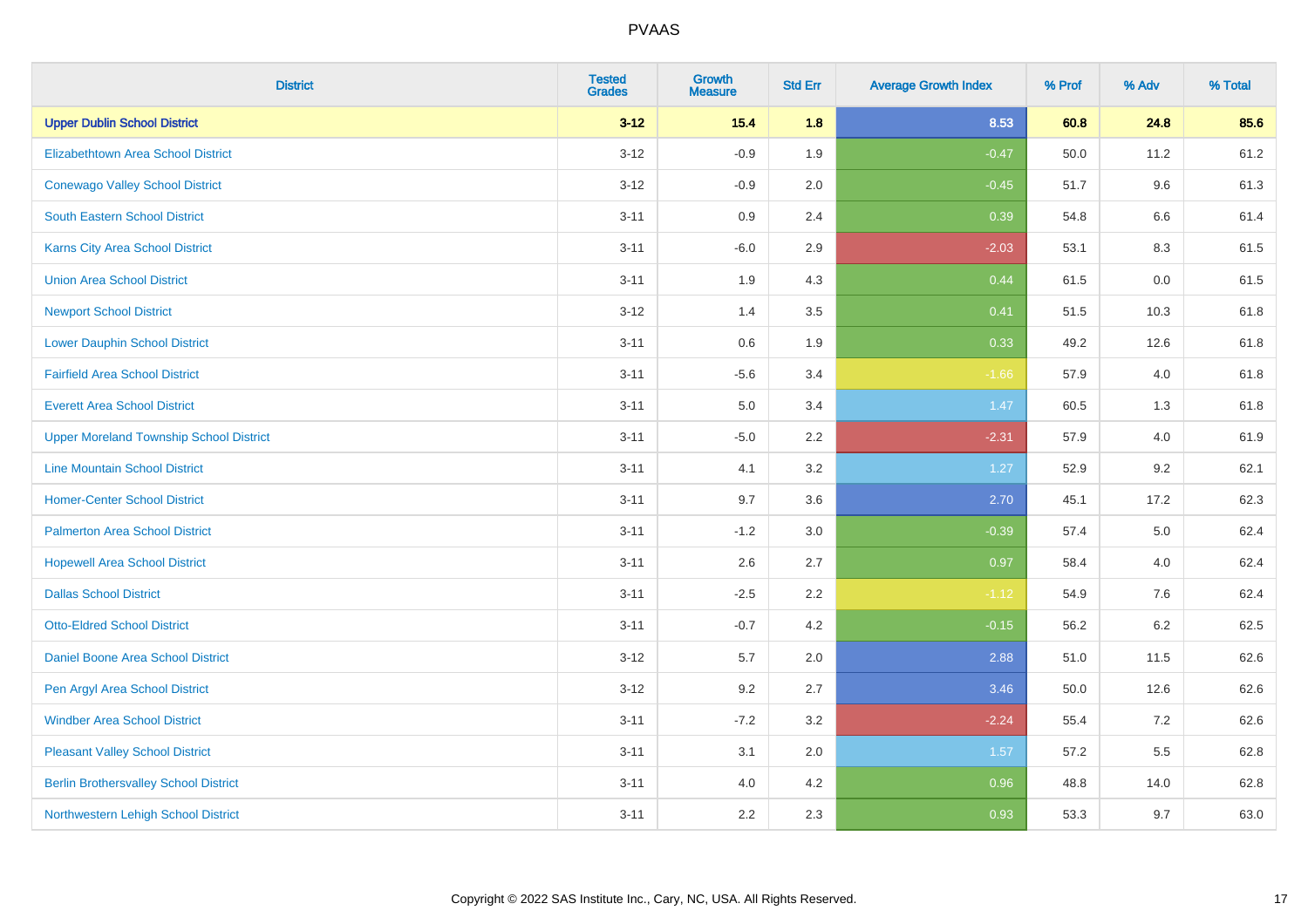# PVAAS

| District | Tested Grades | Growth Measure | Std Err | Average Growth Index | % Prof | % Adv | % Total |
|---|---|---|---|---|---|---|---|
| **Upper Dublin School District** | **3-12** | **15.4** | **1.8** | **8.53** | **60.8** | **24.8** | **85.6** |
| Elizabethtown Area School District | 3-12 | -0.9 | 1.9 | -0.47 | 50.0 | 11.2 | 61.2 |
| Conewago Valley School District | 3-12 | -0.9 | 2.0 | -0.45 | 51.7 | 9.6 | 61.3 |
| South Eastern School District | 3-11 | 0.9 | 2.4 | 0.39 | 54.8 | 6.6 | 61.4 |
| Karns City Area School District | 3-11 | -6.0 | 2.9 | -2.03 | 53.1 | 8.3 | 61.5 |
| Union Area School District | 3-11 | 1.9 | 4.3 | 0.44 | 61.5 | 0.0 | 61.5 |
| Newport School District | 3-12 | 1.4 | 3.5 | 0.41 | 51.5 | 10.3 | 61.8 |
| Lower Dauphin School District | 3-11 | 0.6 | 1.9 | 0.33 | 49.2 | 12.6 | 61.8 |
| Fairfield Area School District | 3-11 | -5.6 | 3.4 | -1.66 | 57.9 | 4.0 | 61.8 |
| Everett Area School District | 3-11 | 5.0 | 3.4 | 1.47 | 60.5 | 1.3 | 61.8 |
| Upper Moreland Township School District | 3-11 | -5.0 | 2.2 | -2.31 | 57.9 | 4.0 | 61.9 |
| Line Mountain School District | 3-11 | 4.1 | 3.2 | 1.27 | 52.9 | 9.2 | 62.1 |
| Homer-Center School District | 3-11 | 9.7 | 3.6 | 2.70 | 45.1 | 17.2 | 62.3 |
| Palmerton Area School District | 3-11 | -1.2 | 3.0 | -0.39 | 57.4 | 5.0 | 62.4 |
| Hopewell Area School District | 3-11 | 2.6 | 2.7 | 0.97 | 58.4 | 4.0 | 62.4 |
| Dallas School District | 3-11 | -2.5 | 2.2 | -1.12 | 54.9 | 7.6 | 62.4 |
| Otto-Eldred School District | 3-11 | -0.7 | 4.2 | -0.15 | 56.2 | 6.2 | 62.5 |
| Daniel Boone Area School District | 3-12 | 5.7 | 2.0 | 2.88 | 51.0 | 11.5 | 62.6 |
| Pen Argyl Area School District | 3-12 | 9.2 | 2.7 | 3.46 | 50.0 | 12.6 | 62.6 |
| Windber Area School District | 3-11 | -7.2 | 3.2 | -2.24 | 55.4 | 7.2 | 62.6 |
| Pleasant Valley School District | 3-11 | 3.1 | 2.0 | 1.57 | 57.2 | 5.5 | 62.8 |
| Berlin Brothersvalley School District | 3-11 | 4.0 | 4.2 | 0.96 | 48.8 | 14.0 | 62.8 |
| Northwestern Lehigh School District | 3-11 | 2.2 | 2.3 | 0.93 | 53.3 | 9.7 | 63.0 |

Copyright © 2022 SAS Institute Inc., Cary, NC, USA. All Rights Reserved.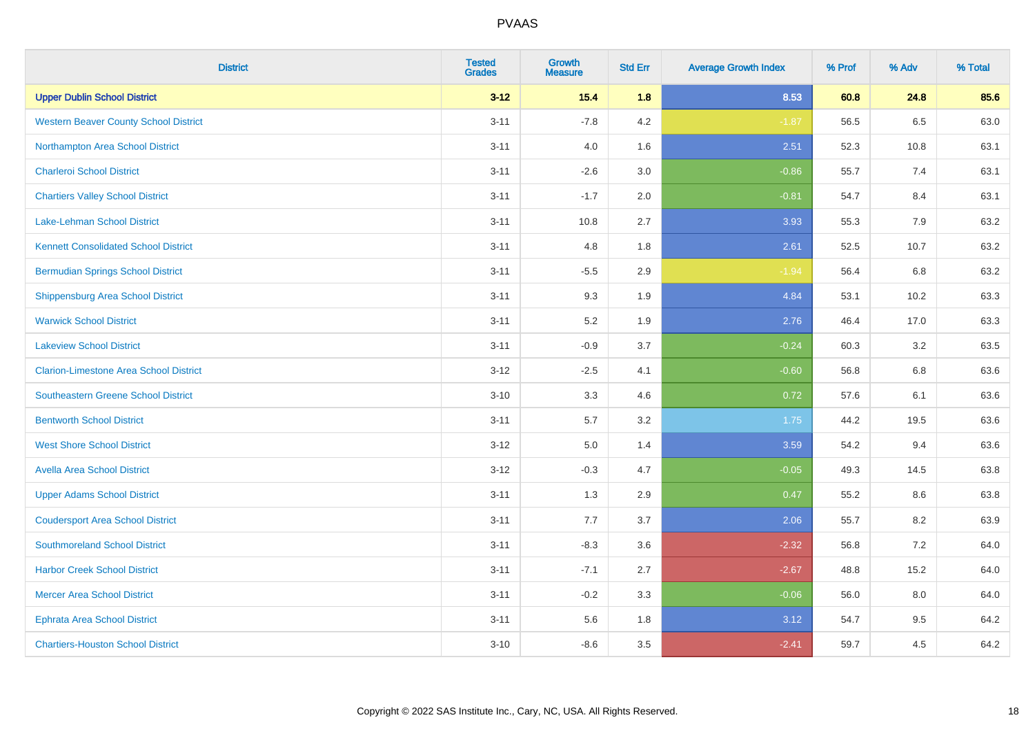| District | Tested Grades | Growth Measure | Std Err | Average Growth Index | % Prof | % Adv | % Total |
|---|---|---|---|---|---|---|---|
| **Upper Dublin School District** | **3-12** | **15.4** | **1.8** | **8.53** | **60.8** | **24.8** | **85.6** |
| Western Beaver County School District | 3-11 | -7.8 | 4.2 | -1.87 | 56.5 | 6.5 | 63.0 |
| Northampton Area School District | 3-11 | 4.0 | 1.6 | 2.51 | 52.3 | 10.8 | 63.1 |
| Charleroi School District | 3-11 | -2.6 | 3.0 | -0.86 | 55.7 | 7.4 | 63.1 |
| Chartiers Valley School District | 3-11 | -1.7 | 2.0 | -0.81 | 54.7 | 8.4 | 63.1 |
| Lake-Lehman School District | 3-11 | 10.8 | 2.7 | 3.93 | 55.3 | 7.9 | 63.2 |
| Kennett Consolidated School District | 3-11 | 4.8 | 1.8 | 2.61 | 52.5 | 10.7 | 63.2 |
| Bermudian Springs School District | 3-11 | -5.5 | 2.9 | -1.94 | 56.4 | 6.8 | 63.2 |
| Shippensburg Area School District | 3-11 | 9.3 | 1.9 | 4.84 | 53.1 | 10.2 | 63.3 |
| Warwick School District | 3-11 | 5.2 | 1.9 | 2.76 | 46.4 | 17.0 | 63.3 |
| Lakeview School District | 3-11 | -0.9 | 3.7 | -0.24 | 60.3 | 3.2 | 63.5 |
| Clarion-Limestone Area School District | 3-12 | -2.5 | 4.1 | -0.60 | 56.8 | 6.8 | 63.6 |
| Southeastern Greene School District | 3-10 | 3.3 | 4.6 | 0.72 | 57.6 | 6.1 | 63.6 |
| Bentworth School District | 3-11 | 5.7 | 3.2 | 1.75 | 44.2 | 19.5 | 63.6 |
| West Shore School District | 3-12 | 5.0 | 1.4 | 3.59 | 54.2 | 9.4 | 63.6 |
| Avella Area School District | 3-12 | -0.3 | 4.7 | -0.05 | 49.3 | 14.5 | 63.8 |
| Upper Adams School District | 3-11 | 1.3 | 2.9 | 0.47 | 55.2 | 8.6 | 63.8 |
| Coudersport Area School District | 3-11 | 7.7 | 3.7 | 2.06 | 55.7 | 8.2 | 63.9 |
| Southmoreland School District | 3-11 | -8.3 | 3.6 | -2.32 | 56.8 | 7.2 | 64.0 |
| Harbor Creek School District | 3-11 | -7.1 | 2.7 | -2.67 | 48.8 | 15.2 | 64.0 |
| Mercer Area School District | 3-11 | -0.2 | 3.3 | -0.06 | 56.0 | 8.0 | 64.0 |
| Ephrata Area School District | 3-11 | 5.6 | 1.8 | 3.12 | 54.7 | 9.5 | 64.2 |
| Chartiers-Houston School District | 3-10 | -8.6 | 3.5 | -2.41 | 59.7 | 4.5 | 64.2 |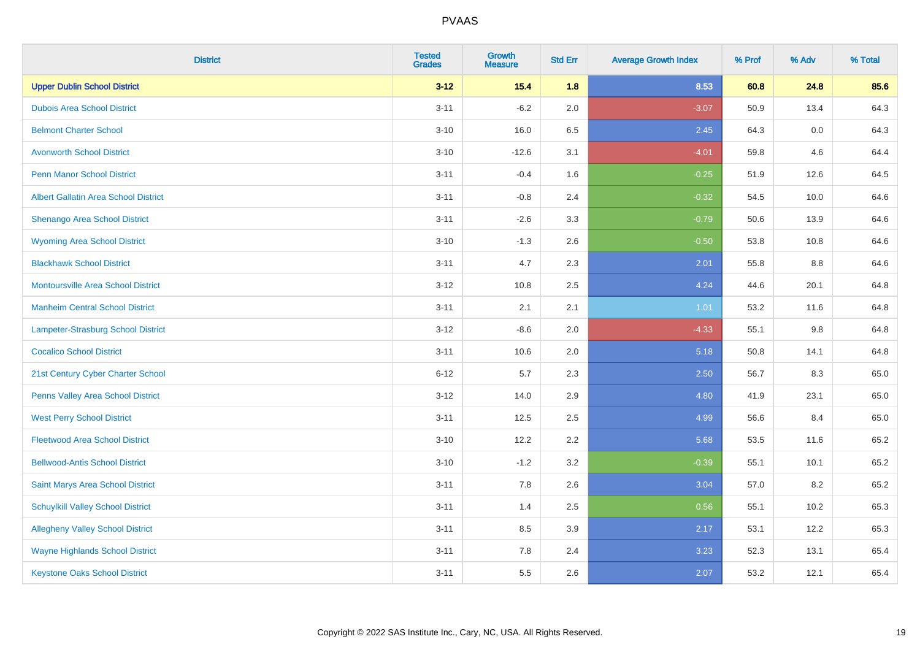| District | Tested Grades | Growth Measure | Std Err | Average Growth Index | % Prof | % Adv | % Total |
|---|---|---|---|---|---|---|---|
| **Upper Dublin School District** | **3-12** | **15.4** | **1.8** | **8.53** | **60.8** | **24.8** | **85.6** |
| Dubois Area School District | 3-11 | -6.2 | 2.0 | -3.07 | 50.9 | 13.4 | 64.3 |
| Belmont Charter School | 3-10 | 16.0 | 6.5 | 2.45 | 64.3 | 0.0 | 64.3 |
| Avonworth School District | 3-10 | -12.6 | 3.1 | -4.01 | 59.8 | 4.6 | 64.4 |
| Penn Manor School District | 3-11 | -0.4 | 1.6 | -0.25 | 51.9 | 12.6 | 64.5 |
| Albert Gallatin Area School District | 3-11 | -0.8 | 2.4 | -0.32 | 54.5 | 10.0 | 64.6 |
| Shenango Area School District | 3-11 | -2.6 | 3.3 | -0.79 | 50.6 | 13.9 | 64.6 |
| Wyoming Area School District | 3-10 | -1.3 | 2.6 | -0.50 | 53.8 | 10.8 | 64.6 |
| Blackhawk School District | 3-11 | 4.7 | 2.3 | 2.01 | 55.8 | 8.8 | 64.6 |
| Montoursville Area School District | 3-12 | 10.8 | 2.5 | 4.24 | 44.6 | 20.1 | 64.8 |
| Manheim Central School District | 3-11 | 2.1 | 2.1 | 1.01 | 53.2 | 11.6 | 64.8 |
| Lampeter-Strasburg School District | 3-12 | -8.6 | 2.0 | -4.33 | 55.1 | 9.8 | 64.8 |
| Cocalico School District | 3-11 | 10.6 | 2.0 | 5.18 | 50.8 | 14.1 | 64.8 |
| 21st Century Cyber Charter School | 6-12 | 5.7 | 2.3 | 2.50 | 56.7 | 8.3 | 65.0 |
| Penns Valley Area School District | 3-12 | 14.0 | 2.9 | 4.80 | 41.9 | 23.1 | 65.0 |
| West Perry School District | 3-11 | 12.5 | 2.5 | 4.99 | 56.6 | 8.4 | 65.0 |
| Fleetwood Area School District | 3-10 | 12.2 | 2.2 | 5.68 | 53.5 | 11.6 | 65.2 |
| Bellwood-Antis School District | 3-10 | -1.2 | 3.2 | -0.39 | 55.1 | 10.1 | 65.2 |
| Saint Marys Area School District | 3-11 | 7.8 | 2.6 | 3.04 | 57.0 | 8.2 | 65.2 |
| Schuylkill Valley School District | 3-11 | 1.4 | 2.5 | 0.56 | 55.1 | 10.2 | 65.3 |
| Allegheny Valley School District | 3-11 | 8.5 | 3.9 | 2.17 | 53.1 | 12.2 | 65.3 |
| Wayne Highlands School District | 3-11 | 7.8 | 2.4 | 3.23 | 52.3 | 13.1 | 65.4 |
| Keystone Oaks School District | 3-11 | 5.5 | 2.6 | 2.07 | 53.2 | 12.1 | 65.4 |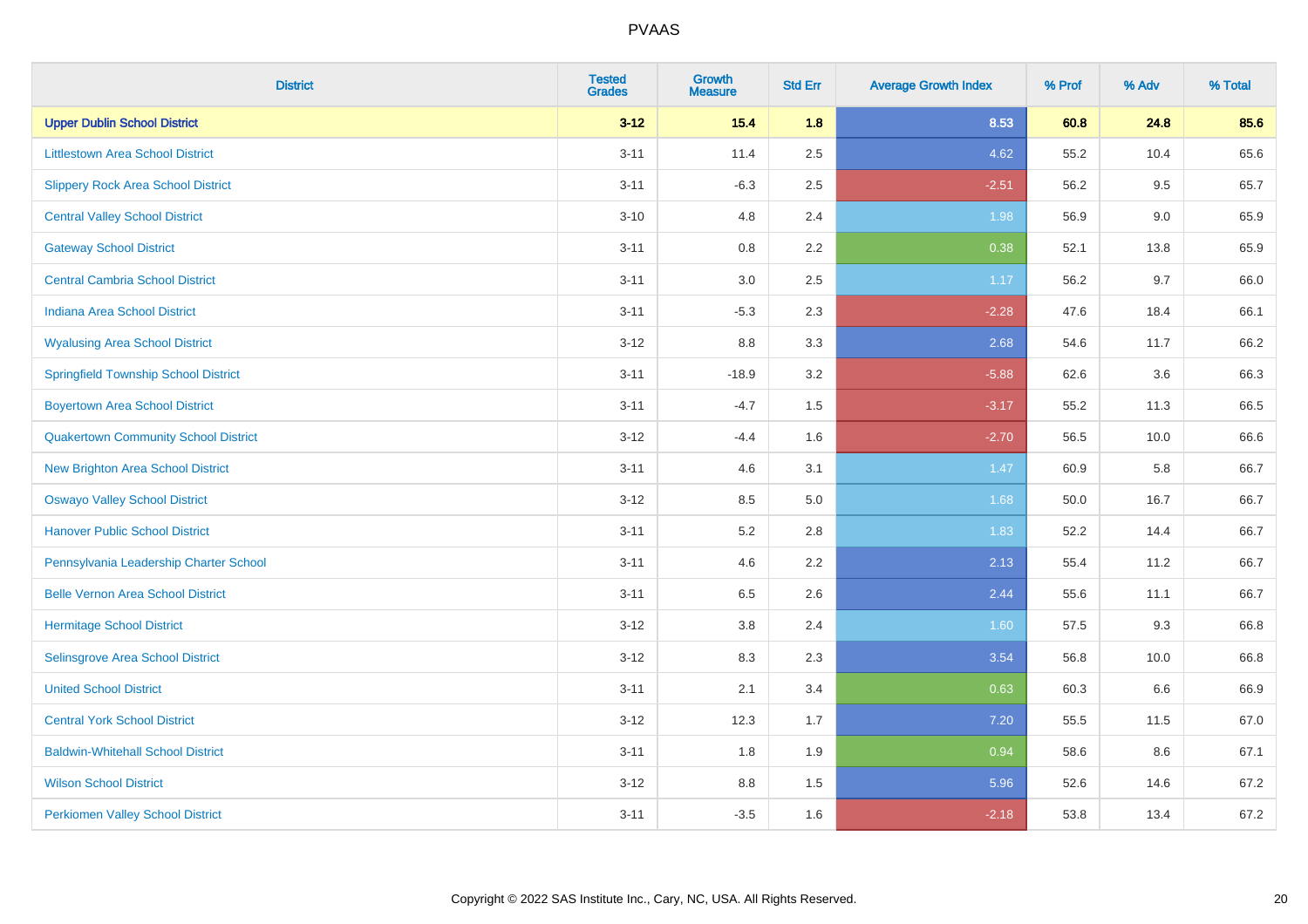| District | Tested Grades | Growth Measure | Std Err | Average Growth Index | % Prof | % Adv | % Total |
|---|---|---|---|---|---|---|---|
| **Upper Dublin School District** | **3-12** | **15.4** | **1.8** | **8.53** | **60.8** | **24.8** | **85.6** |
| Littlestown Area School District | 3-11 | 11.4 | 2.5 | 4.62 | 55.2 | 10.4 | 65.6 |
| Slippery Rock Area School District | 3-11 | -6.3 | 2.5 | -2.51 | 56.2 | 9.5 | 65.7 |
| Central Valley School District | 3-10 | 4.8 | 2.4 | 1.98 | 56.9 | 9.0 | 65.9 |
| Gateway School District | 3-11 | 0.8 | 2.2 | 0.38 | 52.1 | 13.8 | 65.9 |
| Central Cambria School District | 3-11 | 3.0 | 2.5 | 1.17 | 56.2 | 9.7 | 66.0 |
| Indiana Area School District | 3-11 | -5.3 | 2.3 | -2.28 | 47.6 | 18.4 | 66.1 |
| Wyalusing Area School District | 3-12 | 8.8 | 3.3 | 2.68 | 54.6 | 11.7 | 66.2 |
| Springfield Township School District | 3-11 | -18.9 | 3.2 | -5.88 | 62.6 | 3.6 | 66.3 |
| Boyertown Area School District | 3-11 | -4.7 | 1.5 | -3.17 | 55.2 | 11.3 | 66.5 |
| Quakertown Community School District | 3-12 | -4.4 | 1.6 | -2.70 | 56.5 | 10.0 | 66.6 |
| New Brighton Area School District | 3-11 | 4.6 | 3.1 | 1.47 | 60.9 | 5.8 | 66.7 |
| Oswayo Valley School District | 3-12 | 8.5 | 5.0 | 1.68 | 50.0 | 16.7 | 66.7 |
| Hanover Public School District | 3-11 | 5.2 | 2.8 | 1.83 | 52.2 | 14.4 | 66.7 |
| Pennsylvania Leadership Charter School | 3-11 | 4.6 | 2.2 | 2.13 | 55.4 | 11.2 | 66.7 |
| Belle Vernon Area School District | 3-11 | 6.5 | 2.6 | 2.44 | 55.6 | 11.1 | 66.7 |
| Hermitage School District | 3-12 | 3.8 | 2.4 | 1.60 | 57.5 | 9.3 | 66.8 |
| Selinsgrove Area School District | 3-12 | 8.3 | 2.3 | 3.54 | 56.8 | 10.0 | 66.8 |
| United School District | 3-11 | 2.1 | 3.4 | 0.63 | 60.3 | 6.6 | 66.9 |
| Central York School District | 3-12 | 12.3 | 1.7 | 7.20 | 55.5 | 11.5 | 67.0 |
| Baldwin-Whitehall School District | 3-11 | 1.8 | 1.9 | 0.94 | 58.6 | 8.6 | 67.1 |
| Wilson School District | 3-12 | 8.8 | 1.5 | 5.96 | 52.6 | 14.6 | 67.2 |
| Perkiomen Valley School District | 3-11 | -3.5 | 1.6 | -2.18 | 53.8 | 13.4 | 67.2 |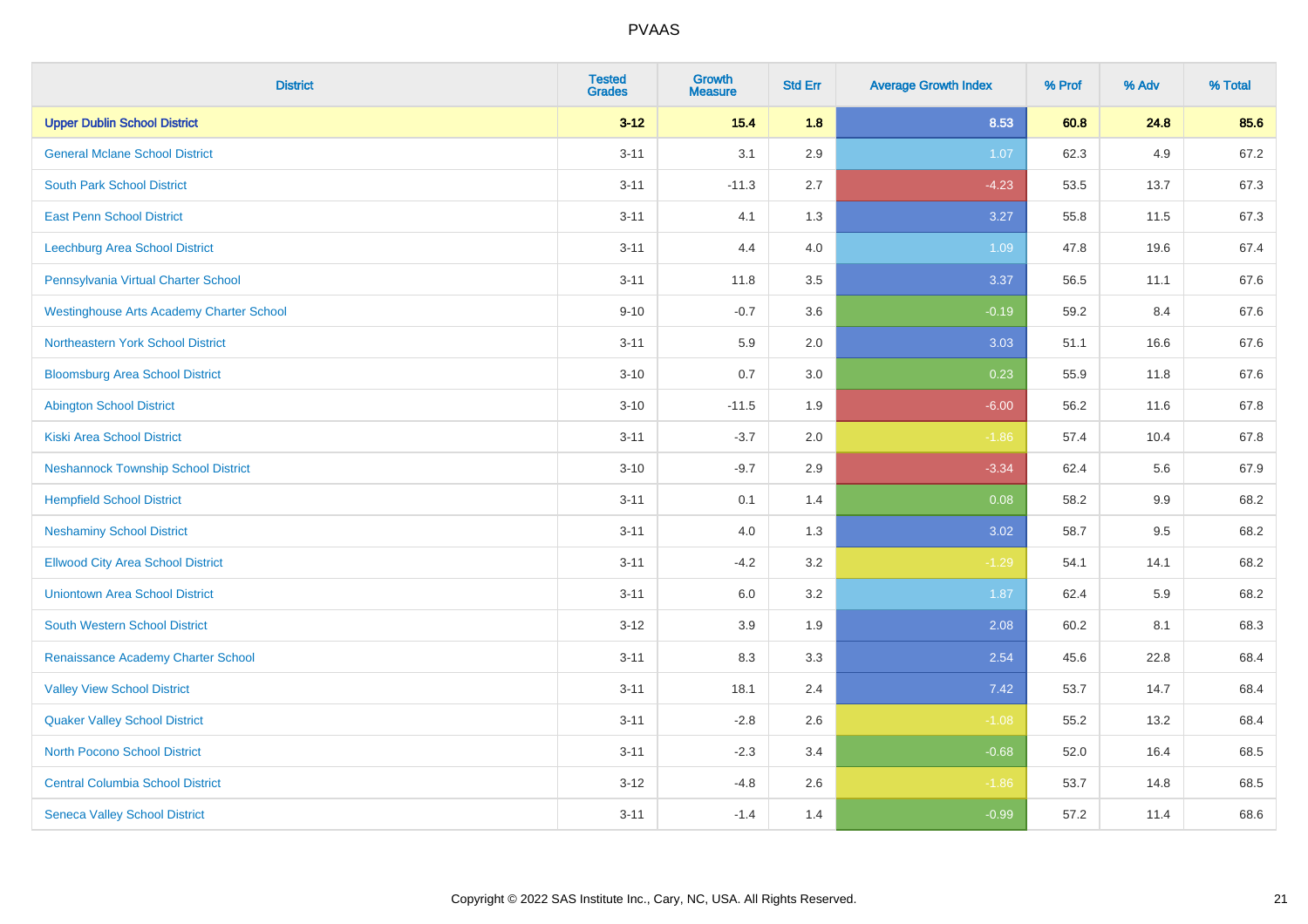# PVAAS

| District | Tested Grades | Growth Measure | Std Err | Average Growth Index | % Prof | % Adv | % Total |
|---|---|---|---|---|---|---|---|
| **Upper Dublin School District** | **3-12** | **15.4** | **1.8** | **8.53** | **60.8** | **24.8** | **85.6** |
| General Mclane School District | 3-11 | 3.1 | 2.9 | 1.07 | 62.3 | 4.9 | 67.2 |
| South Park School District | 3-11 | -11.3 | 2.7 | -4.23 | 53.5 | 13.7 | 67.3 |
| East Penn School District | 3-11 | 4.1 | 1.3 | 3.27 | 55.8 | 11.5 | 67.3 |
| Leechburg Area School District | 3-11 | 4.4 | 4.0 | 1.09 | 47.8 | 19.6 | 67.4 |
| Pennsylvania Virtual Charter School | 3-11 | 11.8 | 3.5 | 3.37 | 56.5 | 11.1 | 67.6 |
| Westinghouse Arts Academy Charter School | 9-10 | -0.7 | 3.6 | -0.19 | 59.2 | 8.4 | 67.6 |
| Northeastern York School District | 3-11 | 5.9 | 2.0 | 3.03 | 51.1 | 16.6 | 67.6 |
| Bloomsburg Area School District | 3-10 | 0.7 | 3.0 | 0.23 | 55.9 | 11.8 | 67.6 |
| Abington School District | 3-10 | -11.5 | 1.9 | -6.00 | 56.2 | 11.6 | 67.8 |
| Kiski Area School District | 3-11 | -3.7 | 2.0 | -1.86 | 57.4 | 10.4 | 67.8 |
| Neshannock Township School District | 3-10 | -9.7 | 2.9 | -3.34 | 62.4 | 5.6 | 67.9 |
| Hempfield School District | 3-11 | 0.1 | 1.4 | 0.08 | 58.2 | 9.9 | 68.2 |
| Neshaminy School District | 3-11 | 4.0 | 1.3 | 3.02 | 58.7 | 9.5 | 68.2 |
| Ellwood City Area School District | 3-11 | -4.2 | 3.2 | -1.29 | 54.1 | 14.1 | 68.2 |
| Uniontown Area School District | 3-11 | 6.0 | 3.2 | 1.87 | 62.4 | 5.9 | 68.2 |
| South Western School District | 3-12 | 3.9 | 1.9 | 2.08 | 60.2 | 8.1 | 68.3 |
| Renaissance Academy Charter School | 3-11 | 8.3 | 3.3 | 2.54 | 45.6 | 22.8 | 68.4 |
| Valley View School District | 3-11 | 18.1 | 2.4 | 7.42 | 53.7 | 14.7 | 68.4 |
| Quaker Valley School District | 3-11 | -2.8 | 2.6 | -1.08 | 55.2 | 13.2 | 68.4 |
| North Pocono School District | 3-11 | -2.3 | 3.4 | -0.68 | 52.0 | 16.4 | 68.5 |
| Central Columbia School District | 3-12 | -4.8 | 2.6 | -1.86 | 53.7 | 14.8 | 68.5 |
| Seneca Valley School District | 3-11 | -1.4 | 1.4 | -0.99 | 57.2 | 11.4 | 68.6 |

Copyright © 2022 SAS Institute Inc., Cary, NC, USA. All Rights Reserved.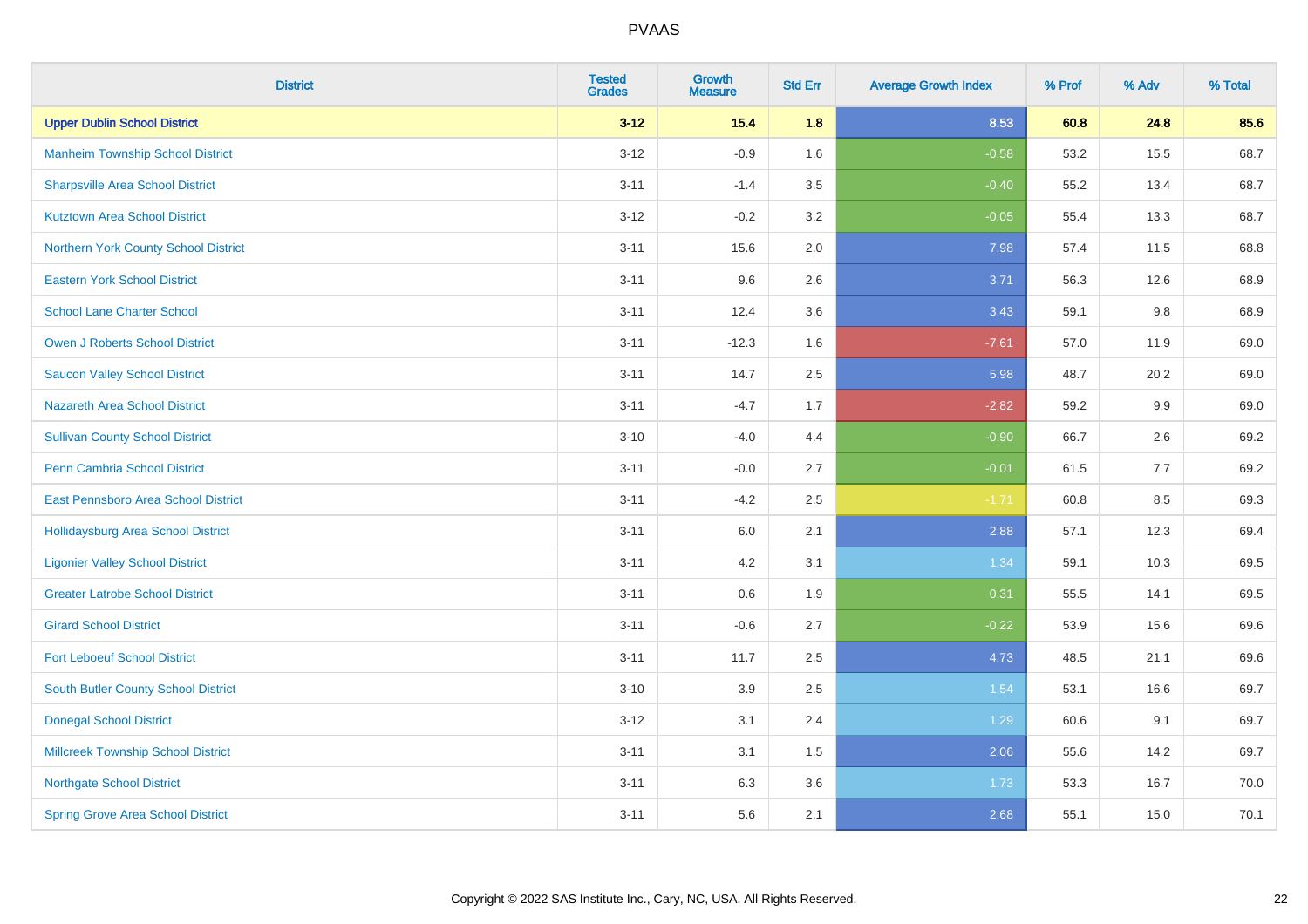# PVAAS

| District | Tested Grades | Growth Measure | Std Err | Average Growth Index | % Prof | % Adv | % Total |
|---|---|---|---|---|---|---|---|
| **Upper Dublin School District** | **3-12** | **15.4** | **1.8** | **8.53** | **60.8** | **24.8** | **85.6** |
| Manheim Township School District | 3-12 | -0.9 | 1.6 | -0.58 | 53.2 | 15.5 | 68.7 |
| Sharpsville Area School District | 3-11 | -1.4 | 3.5 | -0.40 | 55.2 | 13.4 | 68.7 |
| Kutztown Area School District | 3-12 | -0.2 | 3.2 | -0.05 | 55.4 | 13.3 | 68.7 |
| Northern York County School District | 3-11 | 15.6 | 2.0 | 7.98 | 57.4 | 11.5 | 68.8 |
| Eastern York School District | 3-11 | 9.6 | 2.6 | 3.71 | 56.3 | 12.6 | 68.9 |
| School Lane Charter School | 3-11 | 12.4 | 3.6 | 3.43 | 59.1 | 9.8 | 68.9 |
| Owen J Roberts School District | 3-11 | -12.3 | 1.6 | -7.61 | 57.0 | 11.9 | 69.0 |
| Saucon Valley School District | 3-11 | 14.7 | 2.5 | 5.98 | 48.7 | 20.2 | 69.0 |
| Nazareth Area School District | 3-11 | -4.7 | 1.7 | -2.82 | 59.2 | 9.9 | 69.0 |
| Sullivan County School District | 3-10 | -4.0 | 4.4 | -0.90 | 66.7 | 2.6 | 69.2 |
| Penn Cambria School District | 3-11 | -0.0 | 2.7 | -0.01 | 61.5 | 7.7 | 69.2 |
| East Pennsboro Area School District | 3-11 | -4.2 | 2.5 | -1.71 | 60.8 | 8.5 | 69.3 |
| Hollidaysburg Area School District | 3-11 | 6.0 | 2.1 | 2.88 | 57.1 | 12.3 | 69.4 |
| Ligonier Valley School District | 3-11 | 4.2 | 3.1 | 1.34 | 59.1 | 10.3 | 69.5 |
| Greater Latrobe School District | 3-11 | 0.6 | 1.9 | 0.31 | 55.5 | 14.1 | 69.5 |
| Girard School District | 3-11 | -0.6 | 2.7 | -0.22 | 53.9 | 15.6 | 69.6 |
| Fort Leboeuf School District | 3-11 | 11.7 | 2.5 | 4.73 | 48.5 | 21.1 | 69.6 |
| South Butler County School District | 3-10 | 3.9 | 2.5 | 1.54 | 53.1 | 16.6 | 69.7 |
| Donegal School District | 3-12 | 3.1 | 2.4 | 1.29 | 60.6 | 9.1 | 69.7 |
| Millcreek Township School District | 3-11 | 3.1 | 1.5 | 2.06 | 55.6 | 14.2 | 69.7 |
| Northgate School District | 3-11 | 6.3 | 3.6 | 1.73 | 53.3 | 16.7 | 70.0 |
| Spring Grove Area School District | 3-11 | 5.6 | 2.1 | 2.68 | 55.1 | 15.0 | 70.1 |

Copyright © 2022 SAS Institute Inc., Cary, NC, USA. All Rights Reserved.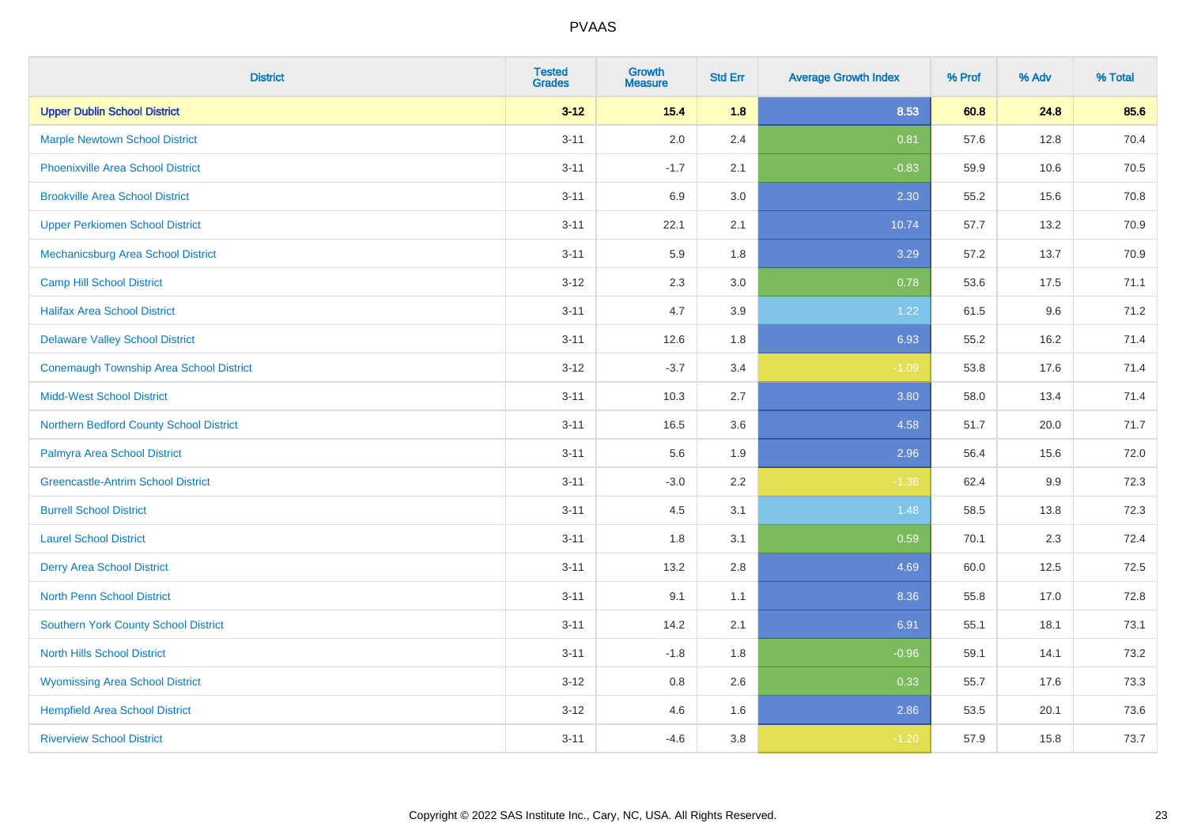| District | Tested Grades | Growth Measure | Std Err | Average Growth Index | % Prof | % Adv | % Total |
|---|---|---|---|---|---|---|---|
| **Upper Dublin School District** | **3-12** | **15.4** | **1.8** | **8.53** | **60.8** | **24.8** | **85.6** |
| Marple Newtown School District | 3-11 | 2.0 | 2.4 | 0.81 | 57.6 | 12.8 | 70.4 |
| Phoenixville Area School District | 3-11 | -1.7 | 2.1 | -0.83 | 59.9 | 10.6 | 70.5 |
| Brookville Area School District | 3-11 | 6.9 | 3.0 | 2.30 | 55.2 | 15.6 | 70.8 |
| Upper Perkiomen School District | 3-11 | 22.1 | 2.1 | 10.74 | 57.7 | 13.2 | 70.9 |
| Mechanicsburg Area School District | 3-11 | 5.9 | 1.8 | 3.29 | 57.2 | 13.7 | 70.9 |
| Camp Hill School District | 3-12 | 2.3 | 3.0 | 0.78 | 53.6 | 17.5 | 71.1 |
| Halifax Area School District | 3-11 | 4.7 | 3.9 | 1.22 | 61.5 | 9.6 | 71.2 |
| Delaware Valley School District | 3-11 | 12.6 | 1.8 | 6.93 | 55.2 | 16.2 | 71.4 |
| Conemaugh Township Area School District | 3-12 | -3.7 | 3.4 | -1.09 | 53.8 | 17.6 | 71.4 |
| Midd-West School District | 3-11 | 10.3 | 2.7 | 3.80 | 58.0 | 13.4 | 71.4 |
| Northern Bedford County School District | 3-11 | 16.5 | 3.6 | 4.58 | 51.7 | 20.0 | 71.7 |
| Palmyra Area School District | 3-11 | 5.6 | 1.9 | 2.96 | 56.4 | 15.6 | 72.0 |
| Greencastle-Antrim School District | 3-11 | -3.0 | 2.2 | -1.36 | 62.4 | 9.9 | 72.3 |
| Burrell School District | 3-11 | 4.5 | 3.1 | 1.48 | 58.5 | 13.8 | 72.3 |
| Laurel School District | 3-11 | 1.8 | 3.1 | 0.59 | 70.1 | 2.3 | 72.4 |
| Derry Area School District | 3-11 | 13.2 | 2.8 | 4.69 | 60.0 | 12.5 | 72.5 |
| North Penn School District | 3-11 | 9.1 | 1.1 | 8.36 | 55.8 | 17.0 | 72.8 |
| Southern York County School District | 3-11 | 14.2 | 2.1 | 6.91 | 55.1 | 18.1 | 73.1 |
| North Hills School District | 3-11 | -1.8 | 1.8 | -0.96 | 59.1 | 14.1 | 73.2 |
| Wyomissing Area School District | 3-12 | 0.8 | 2.6 | 0.33 | 55.7 | 17.6 | 73.3 |
| Hempfield Area School District | 3-12 | 4.6 | 1.6 | 2.86 | 53.5 | 20.1 | 73.6 |
| Riverview School District | 3-11 | -4.6 | 3.8 | -1.20 | 57.9 | 15.8 | 73.7 |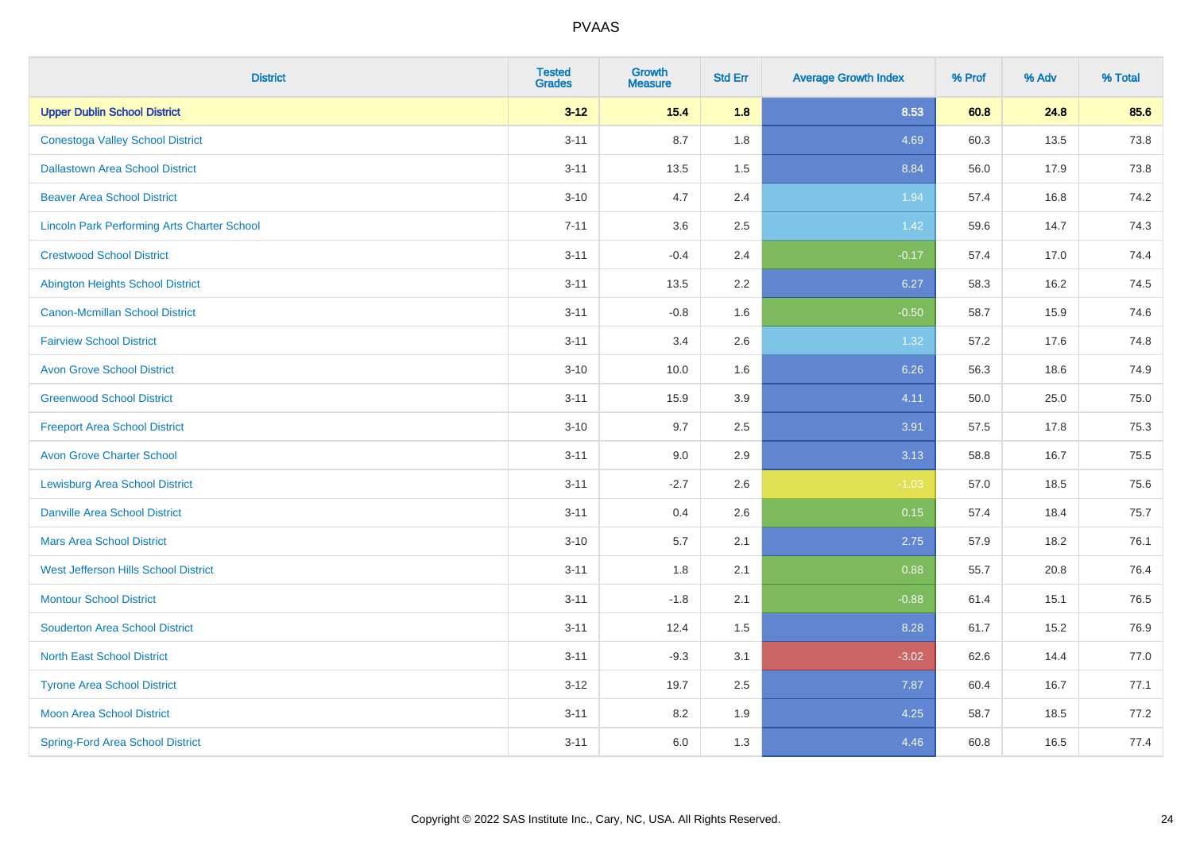# PVAAS

| District | Tested Grades | Growth Measure | Std Err | Average Growth Index | % Prof | % Adv | % Total |
|---|---|---|---|---|---|---|---|
| **Upper Dublin School District** | **3-12** | **15.4** | **1.8** | **8.53** | **60.8** | **24.8** | **85.6** |
| Conestoga Valley School District | 3-11 | 8.7 | 1.8 | 4.69 | 60.3 | 13.5 | 73.8 |
| Dallastown Area School District | 3-11 | 13.5 | 1.5 | 8.84 | 56.0 | 17.9 | 73.8 |
| Beaver Area School District | 3-10 | 4.7 | 2.4 | 1.94 | 57.4 | 16.8 | 74.2 |
| Lincoln Park Performing Arts Charter School | 7-11 | 3.6 | 2.5 | 1.42 | 59.6 | 14.7 | 74.3 |
| Crestwood School District | 3-11 | -0.4 | 2.4 | -0.17 | 57.4 | 17.0 | 74.4 |
| Abington Heights School District | 3-11 | 13.5 | 2.2 | 6.27 | 58.3 | 16.2 | 74.5 |
| Canon-Mcmillan School District | 3-11 | -0.8 | 1.6 | -0.50 | 58.7 | 15.9 | 74.6 |
| Fairview School District | 3-11 | 3.4 | 2.6 | 1.32 | 57.2 | 17.6 | 74.8 |
| Avon Grove School District | 3-10 | 10.0 | 1.6 | 6.26 | 56.3 | 18.6 | 74.9 |
| Greenwood School District | 3-11 | 15.9 | 3.9 | 4.11 | 50.0 | 25.0 | 75.0 |
| Freeport Area School District | 3-10 | 9.7 | 2.5 | 3.91 | 57.5 | 17.8 | 75.3 |
| Avon Grove Charter School | 3-11 | 9.0 | 2.9 | 3.13 | 58.8 | 16.7 | 75.5 |
| Lewisburg Area School District | 3-11 | -2.7 | 2.6 | -1.03 | 57.0 | 18.5 | 75.6 |
| Danville Area School District | 3-11 | 0.4 | 2.6 | 0.15 | 57.4 | 18.4 | 75.7 |
| Mars Area School District | 3-10 | 5.7 | 2.1 | 2.75 | 57.9 | 18.2 | 76.1 |
| West Jefferson Hills School District | 3-11 | 1.8 | 2.1 | 0.88 | 55.7 | 20.8 | 76.4 |
| Montour School District | 3-11 | -1.8 | 2.1 | -0.88 | 61.4 | 15.1 | 76.5 |
| Souderton Area School District | 3-11 | 12.4 | 1.5 | 8.28 | 61.7 | 15.2 | 76.9 |
| North East School District | 3-11 | -9.3 | 3.1 | -3.02 | 62.6 | 14.4 | 77.0 |
| Tyrone Area School District | 3-12 | 19.7 | 2.5 | 7.87 | 60.4 | 16.7 | 77.1 |
| Moon Area School District | 3-11 | 8.2 | 1.9 | 4.25 | 58.7 | 18.5 | 77.2 |
| Spring-Ford Area School District | 3-11 | 6.0 | 1.3 | 4.46 | 60.8 | 16.5 | 77.4 |

Copyright © 2022 SAS Institute Inc., Cary, NC, USA. All Rights Reserved.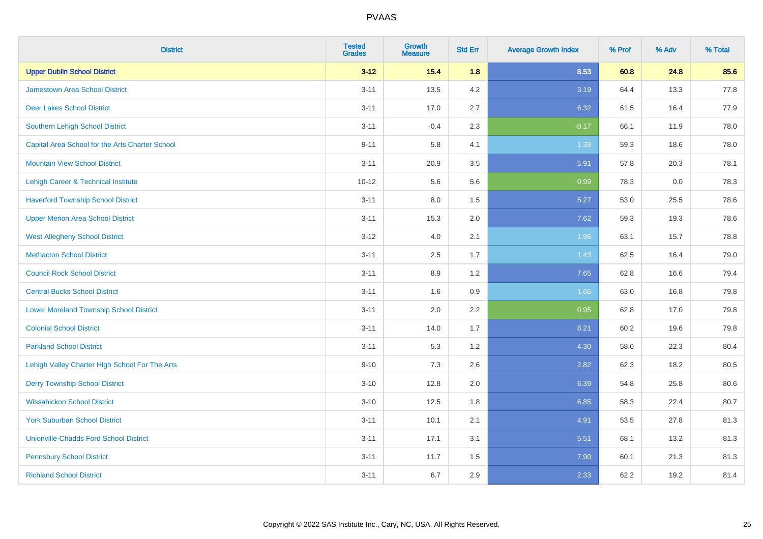PVAAS

| District | Tested Grades | Growth Measure | Std Err | Average Growth Index | % Prof | % Adv | % Total |
|---|---|---|---|---|---|---|---|
| **Upper Dublin School District** | **3-12** | **15.4** | **1.8** | **8.53** | **60.8** | **24.8** | **85.6** |
| Jamestown Area School District | 3-11 | 13.5 | 4.2 | 3.19 | 64.4 | 13.3 | 77.8 |
| Deer Lakes School District | 3-11 | 17.0 | 2.7 | 6.32 | 61.5 | 16.4 | 77.9 |
| Southern Lehigh School District | 3-11 | -0.4 | 2.3 | -0.17 | 66.1 | 11.9 | 78.0 |
| Capital Area School for the Arts Charter School | 9-11 | 5.8 | 4.1 | 1.39 | 59.3 | 18.6 | 78.0 |
| Mountain View School District | 3-11 | 20.9 | 3.5 | 5.91 | 57.8 | 20.3 | 78.1 |
| Lehigh Career & Technical Institute | 10-12 | 5.6 | 5.6 | 0.99 | 78.3 | 0.0 | 78.3 |
| Haverford Township School District | 3-11 | 8.0 | 1.5 | 5.27 | 53.0 | 25.5 | 78.6 |
| Upper Merion Area School District | 3-11 | 15.3 | 2.0 | 7.62 | 59.3 | 19.3 | 78.6 |
| West Allegheny School District | 3-12 | 4.0 | 2.1 | 1.96 | 63.1 | 15.7 | 78.8 |
| Methacton School District | 3-11 | 2.5 | 1.7 | 1.43 | 62.5 | 16.4 | 79.0 |
| Council Rock School District | 3-11 | 8.9 | 1.2 | 7.65 | 62.8 | 16.6 | 79.4 |
| Central Bucks School District | 3-11 | 1.6 | 0.9 | 1.66 | 63.0 | 16.8 | 79.8 |
| Lower Moreland Township School District | 3-11 | 2.0 | 2.2 | 0.95 | 62.8 | 17.0 | 79.8 |
| Colonial School District | 3-11 | 14.0 | 1.7 | 8.21 | 60.2 | 19.6 | 79.8 |
| Parkland School District | 3-11 | 5.3 | 1.2 | 4.30 | 58.0 | 22.3 | 80.4 |
| Lehigh Valley Charter High School For The Arts | 9-10 | 7.3 | 2.6 | 2.82 | 62.3 | 18.2 | 80.5 |
| Derry Township School District | 3-10 | 12.8 | 2.0 | 6.39 | 54.8 | 25.8 | 80.6 |
| Wissahickon School District | 3-10 | 12.5 | 1.8 | 6.85 | 58.3 | 22.4 | 80.7 |
| York Suburban School District | 3-11 | 10.1 | 2.1 | 4.91 | 53.5 | 27.8 | 81.3 |
| Unionville-Chadds Ford School District | 3-11 | 17.1 | 3.1 | 5.51 | 68.1 | 13.2 | 81.3 |
| Pennsbury School District | 3-11 | 11.7 | 1.5 | 7.90 | 60.1 | 21.3 | 81.3 |
| Richland School District | 3-11 | 6.7 | 2.9 | 2.33 | 62.2 | 19.2 | 81.4 |

Copyright © 2022 SAS Institute Inc., Cary, NC, USA. All Rights Reserved.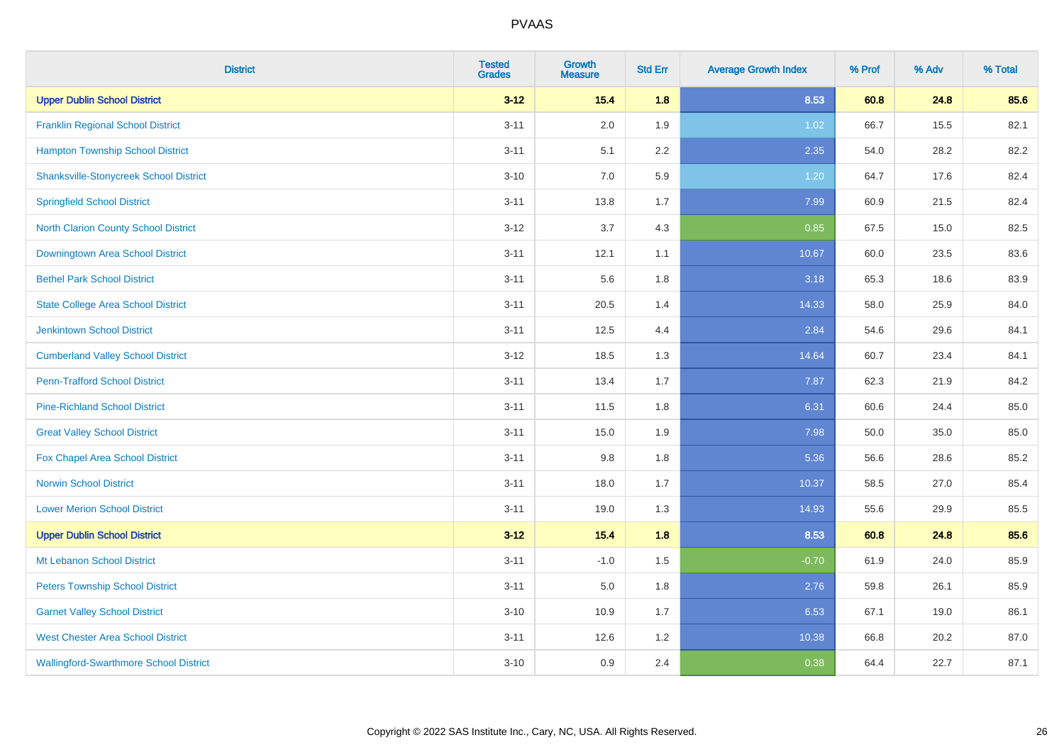# PVAAS

| District | Tested Grades | Growth Measure | Std Err | Average Growth Index | % Prof | % Adv | % Total |
|---|---|---|---|---|---|---|---|
| **Upper Dublin School District** | **3-12** | **15.4** | **1.8** | **8.53** | **60.8** | **24.8** | **85.6** |
| Franklin Regional School District | 3-11 | 2.0 | 1.9 | 1.02 | 66.7 | 15.5 | 82.1 |
| Hampton Township School District | 3-11 | 5.1 | 2.2 | 2.35 | 54.0 | 28.2 | 82.2 |
| Shanksville-Stonycreek School District | 3-10 | 7.0 | 5.9 | 1.20 | 64.7 | 17.6 | 82.4 |
| Springfield School District | 3-11 | 13.8 | 1.7 | 7.99 | 60.9 | 21.5 | 82.4 |
| North Clarion County School District | 3-12 | 3.7 | 4.3 | 0.85 | 67.5 | 15.0 | 82.5 |
| Downingtown Area School District | 3-11 | 12.1 | 1.1 | 10.67 | 60.0 | 23.5 | 83.6 |
| Bethel Park School District | 3-11 | 5.6 | 1.8 | 3.18 | 65.3 | 18.6 | 83.9 |
| State College Area School District | 3-11 | 20.5 | 1.4 | 14.33 | 58.0 | 25.9 | 84.0 |
| Jenkintown School District | 3-11 | 12.5 | 4.4 | 2.84 | 54.6 | 29.6 | 84.1 |
| Cumberland Valley School District | 3-12 | 18.5 | 1.3 | 14.64 | 60.7 | 23.4 | 84.1 |
| Penn-Trafford School District | 3-11 | 13.4 | 1.7 | 7.87 | 62.3 | 21.9 | 84.2 |
| Pine-Richland School District | 3-11 | 11.5 | 1.8 | 6.31 | 60.6 | 24.4 | 85.0 |
| Great Valley School District | 3-11 | 15.0 | 1.9 | 7.98 | 50.0 | 35.0 | 85.0 |
| Fox Chapel Area School District | 3-11 | 9.8 | 1.8 | 5.36 | 56.6 | 28.6 | 85.2 |
| Norwin School District | 3-11 | 18.0 | 1.7 | 10.37 | 58.5 | 27.0 | 85.4 |
| Lower Merion School District | 3-11 | 19.0 | 1.3 | 14.93 | 55.6 | 29.9 | 85.5 |
| **Upper Dublin School District** | **3-12** | **15.4** | **1.8** | **8.53** | **60.8** | **24.8** | **85.6** |
| Mt Lebanon School District | 3-11 | -1.0 | 1.5 | -0.70 | 61.9 | 24.0 | 85.9 |
| Peters Township School District | 3-11 | 5.0 | 1.8 | 2.76 | 59.8 | 26.1 | 85.9 |
| Garnet Valley School District | 3-10 | 10.9 | 1.7 | 6.53 | 67.1 | 19.0 | 86.1 |
| West Chester Area School District | 3-11 | 12.6 | 1.2 | 10.38 | 66.8 | 20.2 | 87.0 |
| Wallingford-Swarthmore School District | 3-10 | 0.9 | 2.4 | 0.38 | 64.4 | 22.7 | 87.1 |

Copyright © 2022 SAS Institute Inc., Cary, NC, USA. All Rights Reserved.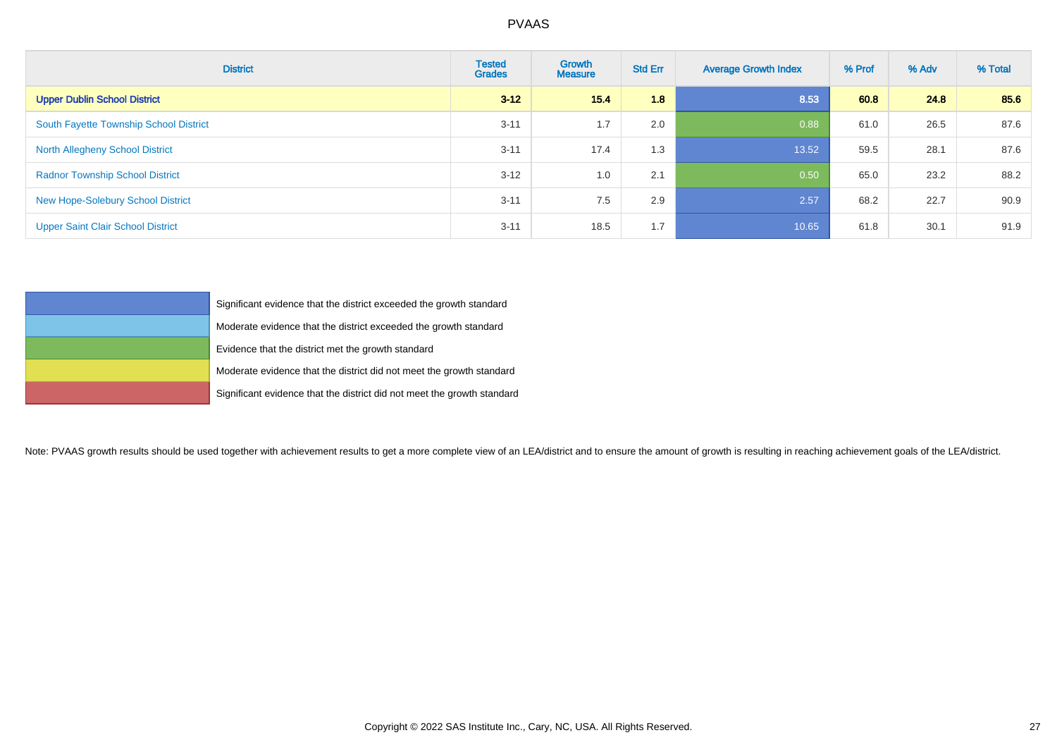# PVAAS

| District | Tested Grades | Growth Measure | Std Err | Average Growth Index | % Prof | % Adv | % Total |
|---|---|---|---|---|---|---|---|
| **Upper Dublin School District** | **3-12** | **15.4** | **1.8** | **8.53** | **60.8** | **24.8** | **85.6** |
| South Fayette Township School District | 3-11 | 1.7 | 2.0 | 0.88 | 61.0 | 26.5 | 87.6 |
| North Allegheny School District | 3-11 | 17.4 | 1.3 | 13.52 | 59.5 | 28.1 | 87.6 |
| Radnor Township School District | 3-12 | 1.0 | 2.1 | 0.50 | 65.0 | 23.2 | 88.2 |
| New Hope-Solebury School District | 3-11 | 7.5 | 2.9 | 2.57 | 68.2 | 22.7 | 90.9 |
| Upper Saint Clair School District | 3-11 | 18.5 | 1.7 | 10.65 | 61.8 | 30.1 | 91.9 |

Significant evidence that the district exceeded the growth standard

Moderate evidence that the district exceeded the growth standard

Evidence that the district met the growth standard

Moderate evidence that the district did not meet the growth standard

Significant evidence that the district did not meet the growth standard

Note: PVAAS growth results should be used together with achievement results to get a more complete view of an LEA/district and to ensure the amount of growth is resulting in reaching achievement goals of the LEA/district.

Copyright © 2022 SAS Institute Inc., Cary, NC, USA. All Rights Reserved.